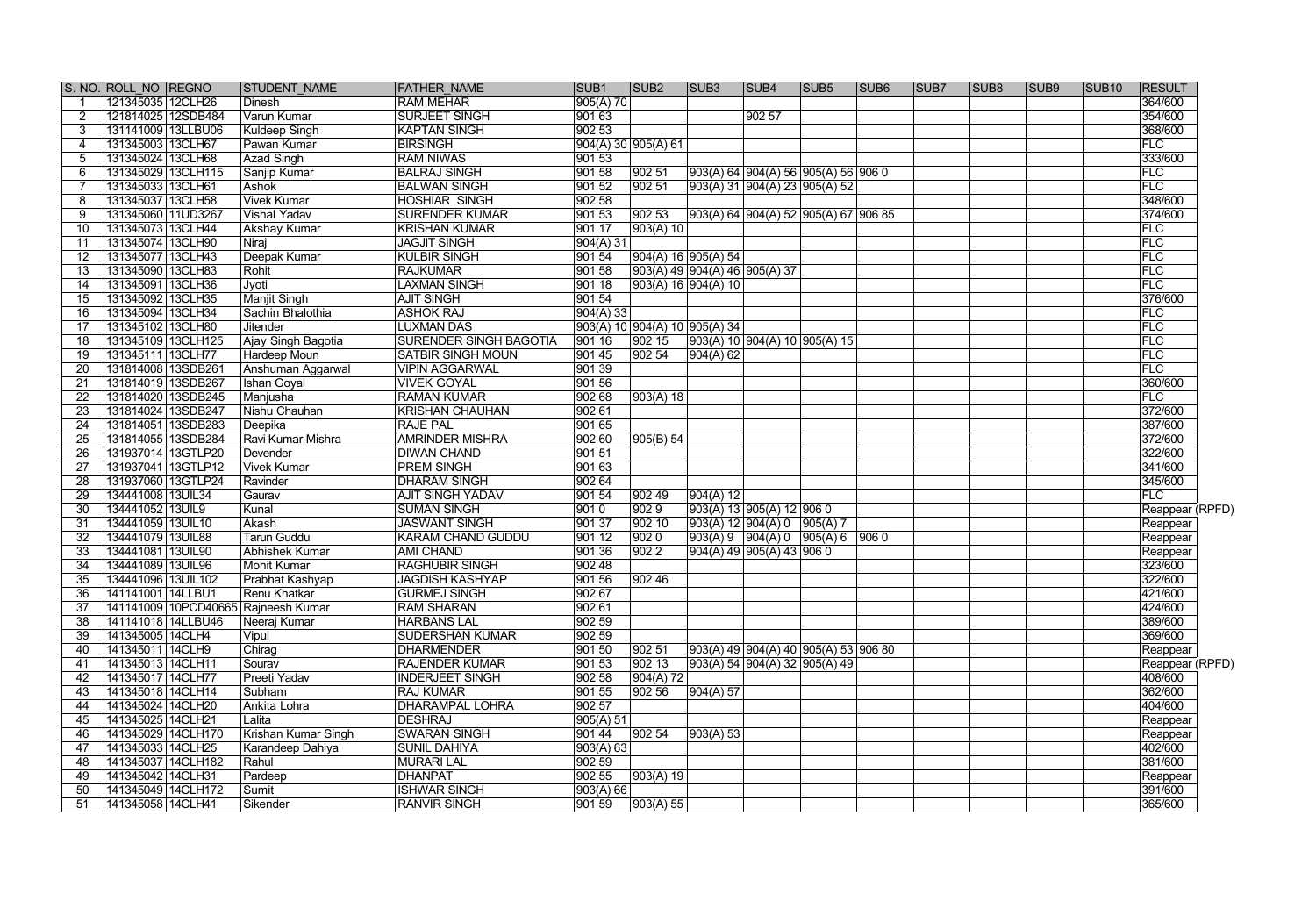| S. NO. | ROLL_NO | REGNO | STUDENT_NAME | FATHER_NAME | SUB1 | SUB2 | SUB3 | SUB4 | SUB5 | SUB6 | SUB7 | SUB8 | SUB9 | SUB10 | RESULT |
|---|---|---|---|---|---|---|---|---|---|---|---|---|---|---|---|
| 1 | 121345035 | 12CLH26 | Dinesh | RAM MEHAR | 905(A) 70 | | | | | | | | | | 364/600 |
| 2 | 121814025 | 12SDB484 | Varun Kumar | SURJEET SINGH | 901 63 | | | 902 57 | | | | | | | 354/600 |
| 3 | 131141009 | 13LLBU06 | Kuldeep Singh | KAPTAN SINGH | 902 53 | | | | | | | | | | 368/600 |
| 4 | 131345003 | 13CLH67 | Pawan Kumar | BIRSINGH | 904(A) 30 | 905(A) 61 | | | | | | | | | FLC |
| 5 | 131345024 | 13CLH68 | Azad Singh | RAM NIWAS | 901 53 | | | | | | | | | | 333/600 |
| 6 | 131345029 | 13CLH115 | Sanjip Kumar | BALRAJ SINGH | 901 58 | 902 51 | 903(A) 64 | 904(A) 56 | 905(A) 56 | 906 0 | | | | | FLC |
| 7 | 131345033 | 13CLH61 | Ashok | BALWAN SINGH | 901 52 | 902 51 | 903(A) 31 | 904(A) 23 | 905(A) 52 | | | | | | FLC |
| 8 | 131345037 | 13CLH58 | Vivek Kumar | HOSHIAR SINGH | 902 58 | | | | | | | | | | 348/600 |
| 9 | 131345060 | 11UD3267 | Vishal Yadav | SURENDER KUMAR | 901 53 | 902 53 | 903(A) 64 | 904(A) 52 | 905(A) 67 | 906 85 | | | | | 374/600 |
| 10 | 131345073 | 13CLH44 | Akshay Kumar | KRISHAN KUMAR | 901 17 | 903(A) 10 | | | | | | | | | FLC |
| 11 | 131345074 | 13CLH90 | Niraj | JAGJIT SINGH | 904(A) 31 | | | | | | | | | | FLC |
| 12 | 131345077 | 13CLH43 | Deepak Kumar | KULBIR SINGH | 901 54 | 904(A) 16 | 905(A) 54 | | | | | | | | FLC |
| 13 | 131345090 | 13CLH83 | Rohit | RAJKUMAR | 901 58 | 903(A) 49 | 904(A) 46 | 905(A) 37 | | | | | | | FLC |
| 14 | 131345091 | 13CLH36 | Jyoti | LAXMAN SINGH | 901 18 | 903(A) 16 | 904(A) 10 | | | | | | | | FLC |
| 15 | 131345092 | 13CLH35 | Manjit Singh | AJIT SINGH | 901 54 | | | | | | | | | | 376/600 |
| 16 | 131345094 | 13CLH34 | Sachin Bhalothia | ASHOK RAJ | 904(A) 33 | | | | | | | | | | FLC |
| 17 | 131345102 | 13CLH80 | Jitender | LUXMAN DAS | 903(A) 10 | 904(A) 10 | 905(A) 34 | | | | | | | | FLC |
| 18 | 131345109 | 13CLH125 | Ajay Singh Bagotia | SURENDER SINGH BAGOTIA | 901 16 | 902 15 | 903(A) 10 | 904(A) 10 | 905(A) 15 | | | | | | FLC |
| 19 | 131345111 | 13CLH77 | Hardeep Moun | SATBIR SINGH MOUN | 901 45 | 902 54 | 904(A) 62 | | | | | | | | FLC |
| 20 | 131814008 | 13SDB261 | Anshuman Aggarwal | VIPIN AGGARWAL | 901 39 | | | | | | | | | | FLC |
| 21 | 131814019 | 13SDB267 | Ishan Goyal | VIVEK GOYAL | 901 56 | | | | | | | | | | 360/600 |
| 22 | 131814020 | 13SDB245 | Manjusha | RAMAN KUMAR | 902 68 | 903(A) 18 | | | | | | | | | FLC |
| 23 | 131814024 | 13SDB247 | Nishu Chauhan | KRISHAN CHAUHAN | 902 61 | | | | | | | | | | 372/600 |
| 24 | 131814051 | 13SDB283 | Deepika | RAJE PAL | 901 65 | | | | | | | | | | 387/600 |
| 25 | 131814055 | 13SDB284 | Ravi Kumar Mishra | AMRINDER MISHRA | 902 60 | 905(B) 54 | | | | | | | | | 372/600 |
| 26 | 131937014 | 13GTLP20 | Devender | DIWAN CHAND | 901 51 | | | | | | | | | | 322/600 |
| 27 | 131937041 | 13GTLP12 | Vivek Kumar | PREM SINGH | 901 63 | | | | | | | | | | 341/600 |
| 28 | 131937060 | 13GTLP24 | Ravinder | DHARAM SINGH | 902 64 | | | | | | | | | | 345/600 |
| 29 | 134441008 | 13UIL34 | Gaurav | AJIT SINGH YADAV | 901 54 | 902 49 | 904(A) 12 | | | | | | | | FLC |
| 30 | 134441052 | 13UIL9 | Kunal | SUMAN SINGH | 901 0 | 902 9 | 903(A) 13 | 905(A) 12 | 906 0 | | | | | | Reappear (RPFD) |
| 31 | 134441059 | 13UIL10 | Akash | JASWANT SINGH | 901 37 | 902 10 | 903(A) 12 | 904(A) 0 | 905(A) 7 | | | | | | Reappear |
| 32 | 134441079 | 13UIL88 | Tarun Guddu | KARAM CHAND GUDDU | 901 12 | 902 0 | 903(A) 9 | 904(A) 0 | 905(A) 6 | 906 0 | | | | | Reappear |
| 33 | 134441081 | 13UIL90 | Abhishek Kumar | AMI CHAND | 901 36 | 902 2 | 904(A) 49 | 905(A) 43 | 906 0 | | | | | | Reappear |
| 34 | 134441089 | 13UIL96 | Mohit Kumar | RAGHUBIR SINGH | 902 48 | | | | | | | | | | 323/600 |
| 35 | 134441096 | 13UIL102 | Prabhat Kashyap | JAGDISH KASHYAP | 901 56 | 902 46 | | | | | | | | | 322/600 |
| 36 | 141141001 | 14LLBU1 | Renu Khatkar | GURMEJ SINGH | 902 67 | | | | | | | | | | 421/600 |
| 37 | 141141009 | 10PCD40665 | Rajneesh Kumar | RAM SHARAN | 902 61 | | | | | | | | | | 424/600 |
| 38 | 141141018 | 14LLBU46 | Neeraj Kumar | HARBANS LAL | 902 59 | | | | | | | | | | 389/600 |
| 39 | 141345005 | 14CLH4 | Vipul | SUDERSHAN KUMAR | 902 59 | | | | | | | | | | 369/600 |
| 40 | 141345011 | 14CLH9 | Chirag | DHARMENDER | 901 50 | 902 51 | 903(A) 49 | 904(A) 40 | 905(A) 53 | 906 80 | | | | | Reappear |
| 41 | 141345013 | 14CLH11 | Sourav | RAJENDER KUMAR | 901 53 | 902 13 | 903(A) 54 | 904(A) 32 | 905(A) 49 | | | | | | Reappear (RPFD) |
| 42 | 141345017 | 14CLH77 | Preeti Yadav | INDERJEET SINGH | 902 58 | 904(A) 72 | | | | | | | | | 408/600 |
| 43 | 141345018 | 14CLH14 | Subham | RAJ KUMAR | 901 55 | 902 56 | 904(A) 57 | | | | | | | | 362/600 |
| 44 | 141345024 | 14CLH20 | Ankita Lohra | DHARAMPAL LOHRA | 902 57 | | | | | | | | | | 404/600 |
| 45 | 141345025 | 14CLH21 | Lalita | DESHRAJ | 905(A) 51 | | | | | | | | | | Reappear |
| 46 | 141345029 | 14CLH170 | Krishan Kumar Singh | SWARAN SINGH | 901 44 | 902 54 | 903(A) 53 | | | | | | | | Reappear |
| 47 | 141345033 | 14CLH25 | Karandeep Dahiya | SUNIL DAHIYA | 903(A) 63 | | | | | | | | | | 402/600 |
| 48 | 141345037 | 14CLH182 | Rahul | MURARI LAL | 902 59 | | | | | | | | | | 381/600 |
| 49 | 141345042 | 14CLH31 | Pardeep | DHANPAT | 902 55 | 903(A) 19 | | | | | | | | | Reappear |
| 50 | 141345049 | 14CLH172 | Sumit | ISHWAR SINGH | 903(A) 66 | | | | | | | | | | 391/600 |
| 51 | 141345058 | 14CLH41 | Sikender | RANVIR SINGH | 901 59 | 903(A) 55 | | | | | | | | | 365/600 |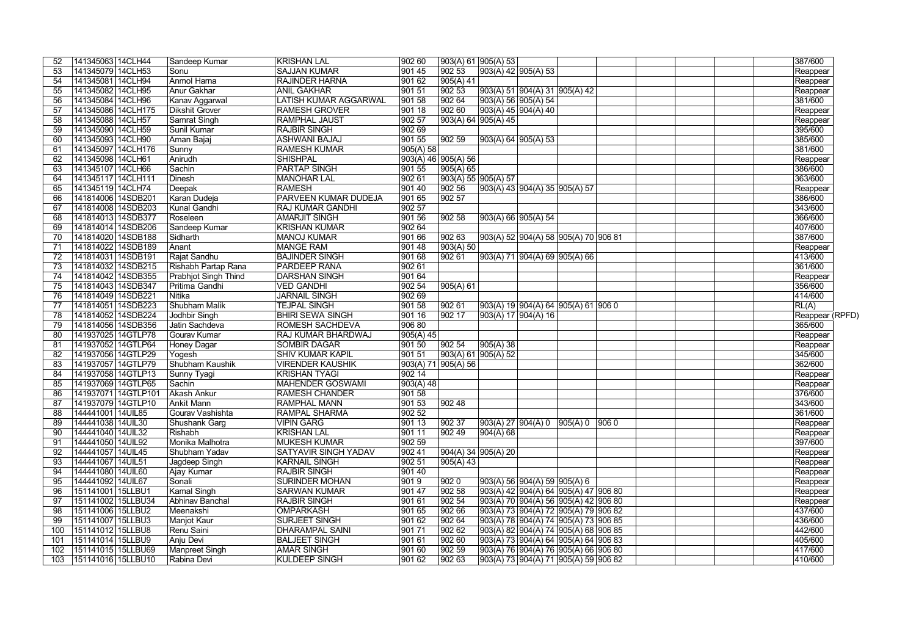| | | | | | | | | | | | | | | | |
|---|---|---|---|---|---|---|---|---|---|---|---|---|---|---|---|
| 52 | 141345063 | 14CLH44 | Sandeep Kumar | KRISHAN LAL | 902 60 | 903(A) 61 | 905(A) 53 | | | | | | | | 387/600 |
| 53 | 141345079 | 14CLH53 | Sonu | SAJJAN KUMAR | 901 45 | 902 53 | 903(A) 42 | 905(A) 53 | | | | | | | Reappear |
| 54 | 141345081 | 14CLH94 | Anmol Harna | RAJINDER HARNA | 901 62 | 905(A) 41 | | | | | | | | | Reappear |
| 55 | 141345082 | 14CLH95 | Anur Gakhar | ANIL GAKHAR | 901 51 | 902 53 | 903(A) 51 | 904(A) 31 | 905(A) 42 | | | | | | Reappear |
| 56 | 141345084 | 14CLH96 | Kanav Aggarwal | LATISH KUMAR AGGARWAL | 901 58 | 902 64 | 903(A) 56 | 905(A) 54 | | | | | | | 381/600 |
| 57 | 141345086 | 14CLH175 | Dikshit Grover | RAMESH GROVER | 901 18 | 902 60 | 903(A) 45 | 904(A) 40 | | | | | | | Reappear |
| 58 | 141345088 | 14CLH57 | Samrat Singh | RAMPHAL JAUST | 902 57 | 903(A) 64 | 905(A) 45 | | | | | | | | Reappear |
| 59 | 141345090 | 14CLH59 | Sunil Kumar | RAJBIR SINGH | 902 69 | | | | | | | | | | 395/600 |
| 60 | 141345093 | 14CLH90 | Aman Bajaj | ASHWANI BAJAJ | 901 55 | 902 59 | 903(A) 64 | 905(A) 53 | | | | | | | 385/600 |
| 61 | 141345097 | 14CLH176 | Sunny | RAMESH KUMAR | 905(A) 58 | | | | | | | | | | 381/600 |
| 62 | 141345098 | 14CLH61 | Anirudh | SHISHPAL | 903(A) 46 | 905(A) 56 | | | | | | | | | Reappear |
| 63 | 141345107 | 14CLH66 | Sachin | PARTAP SINGH | 901 55 | 905(A) 65 | | | | | | | | | 386/600 |
| 64 | 141345117 | 14CLH111 | Dinesh | MANOHAR LAL | 902 61 | 903(A) 55 | 905(A) 57 | | | | | | | | 363/600 |
| 65 | 141345119 | 14CLH74 | Deepak | RAMESH | 901 40 | 902 56 | 903(A) 43 | 904(A) 35 | 905(A) 57 | | | | | | Reappear |
| 66 | 141814006 | 14SDB201 | Karan Dudeja | PARVEEN KUMAR DUDEJA | 901 65 | 902 57 | | | | | | | | | 386/600 |
| 67 | 141814008 | 14SDB203 | Kunal Gandhi | RAJ KUMAR GANDHI | 902 57 | | | | | | | | | | 343/600 |
| 68 | 141814013 | 14SDB377 | Roseleen | AMARJIT SINGH | 901 56 | 902 58 | 903(A) 66 | 905(A) 54 | | | | | | | 366/600 |
| 69 | 141814014 | 14SDB206 | Sandeep Kumar | KRISHAN KUMAR | 902 64 | | | | | | | | | | 407/600 |
| 70 | 141814020 | 14SDB188 | Sidharth | MANOJ KUMAR | 901 66 | 902 63 | 903(A) 52 | 904(A) 58 | 905(A) 70 | 906 81 | | | | | 387/600 |
| 71 | 141814022 | 14SDB189 | Anant | MANGE RAM | 901 48 | 903(A) 50 | | | | | | | | | Reappear |
| 72 | 141814031 | 14SDB191 | Rajat Sandhu | BAJINDER SINGH | 901 68 | 902 61 | 903(A) 71 | 904(A) 69 | 905(A) 66 | | | | | | 413/600 |
| 73 | 141814032 | 14SDB215 | Rishabh Partap Rana | PARDEEP RANA | 902 61 | | | | | | | | | | 361/600 |
| 74 | 141814042 | 14SDB355 | Prabhjot Singh Thind | DARSHAN SINGH | 901 64 | | | | | | | | | | Reappear |
| 75 | 141814043 | 14SDB347 | Pritima Gandhi | VED GANDHI | 902 54 | 905(A) 61 | | | | | | | | | 356/600 |
| 76 | 141814049 | 14SDB221 | Nitika | JARNAIL SINGH | 902 69 | | | | | | | | | | 414/600 |
| 77 | 141814051 | 14SDB223 | Shubham Malik | TEJPAL SINGH | 901 58 | 902 61 | 903(A) 19 | 904(A) 64 | 905(A) 61 | 906 0 | | | | | RL(A) |
| 78 | 141814052 | 14SDB224 | Jodhbir Singh | BHIRI SEWA SINGH | 901 16 | 902 17 | 903(A) 17 | 904(A) 16 | | | | | | | Reappear (RPFD) |
| 79 | 141814056 | 14SDB356 | Jatin Sachdeva | ROMESH SACHDEVA | 906 80 | | | | | | | | | | 365/600 |
| 80 | 141937025 | 14GTLP78 | Gourav Kumar | RAJ KUMAR BHARDWAJ | 905(A) 45 | | | | | | | | | | Reappear |
| 81 | 141937052 | 14GTLP64 | Honey Dagar | SOMBIR DAGAR | 901 50 | 902 54 | 905(A) 38 | | | | | | | | Reappear |
| 82 | 141937056 | 14GTLP29 | Yogesh | SHIV KUMAR KAPIL | 901 51 | 903(A) 61 | 905(A) 52 | | | | | | | | 345/600 |
| 83 | 141937057 | 14GTLP79 | Shubham Kaushik | VIRENDER KAUSHIK | 903(A) 71 | 905(A) 56 | | | | | | | | | 362/600 |
| 84 | 141937058 | 14GTLP13 | Sunny Tyagi | KRISHAN TYAGI | 902 14 | | | | | | | | | | Reappear |
| 85 | 141937069 | 14GTLP65 | Sachin | MAHENDER GOSWAMI | 903(A) 48 | | | | | | | | | | Reappear |
| 86 | 141937071 | 14GTLP101 | Akash Ankur | RAMESH CHANDER | 901 58 | | | | | | | | | | 376/600 |
| 87 | 141937079 | 14GTLP10 | Ankit Mann | RAMPHAL MANN | 901 53 | 902 48 | | | | | | | | | 343/600 |
| 88 | 144441001 | 14UIL85 | Gourav Vashishta | RAMPAL SHARMA | 902 52 | | | | | | | | | | 361/600 |
| 89 | 144441038 | 14UIL30 | Shushank Garg | VIPIN GARG | 901 13 | 902 37 | 903(A) 27 | 904(A) 0 | 905(A) 0 | 906 0 | | | | | Reappear |
| 90 | 144441040 | 14UIL32 | Rishabh | KRISHAN LAL | 901 11 | 902 49 | 904(A) 68 | | | | | | | | Reappear |
| 91 | 144441050 | 14UIL92 | Monika Malhotra | MUKESH KUMAR | 902 59 | | | | | | | | | | 397/600 |
| 92 | 144441057 | 14UIL45 | Shubham Yadav | SATYAVIR SINGH YADAV | 902 41 | 904(A) 34 | 905(A) 20 | | | | | | | | Reappear |
| 93 | 144441067 | 14UIL51 | Jagdeep Singh | KARNAIL SINGH | 902 51 | 905(A) 43 | | | | | | | | | Reappear |
| 94 | 144441080 | 14UIL60 | Ajay Kumar | RAJBIR SINGH | 901 40 | | | | | | | | | | Reappear |
| 95 | 144441092 | 14UIL67 | Sonali | SURINDER MOHAN | 901 9 | 902 0 | 903(A) 56 | 904(A) 59 | 905(A) 6 | | | | | | Reappear |
| 96 | 151141001 | 15LLBU1 | Kamal Singh | SARWAN KUMAR | 901 47 | 902 58 | 903(A) 42 | 904(A) 64 | 905(A) 47 | 906 80 | | | | | Reappear |
| 97 | 151141002 | 15LLBU34 | Abhinav Banchal | RAJBIR SINGH | 901 61 | 902 54 | 903(A) 70 | 904(A) 56 | 905(A) 42 | 906 80 | | | | | Reappear |
| 98 | 151141006 | 15LLBU2 | Meenakshi | OMPARKASH | 901 65 | 902 66 | 903(A) 73 | 904(A) 72 | 905(A) 79 | 906 82 | | | | | 437/600 |
| 99 | 151141007 | 15LLBU3 | Manjot Kaur | SURJEET SINGH | 901 62 | 902 64 | 903(A) 78 | 904(A) 74 | 905(A) 73 | 906 85 | | | | | 436/600 |
| 100 | 151141012 | 15LLBU8 | Renu Saini | DHARAMPAL SAINI | 901 71 | 902 62 | 903(A) 82 | 904(A) 74 | 905(A) 68 | 906 85 | | | | | 442/600 |
| 101 | 151141014 | 15LLBU9 | Anju Devi | BALJEET SINGH | 901 61 | 902 60 | 903(A) 73 | 904(A) 64 | 905(A) 64 | 906 83 | | | | | 405/600 |
| 102 | 151141015 | 15LLBU69 | Manpreet Singh | AMAR SINGH | 901 60 | 902 59 | 903(A) 76 | 904(A) 76 | 905(A) 66 | 906 80 | | | | | 417/600 |
| 103 | 151141016 | 15LLBU10 | Rabina Devi | KULDEEP SINGH | 901 62 | 902 63 | 903(A) 73 | 904(A) 71 | 905(A) 59 | 906 82 | | | | | 410/600 |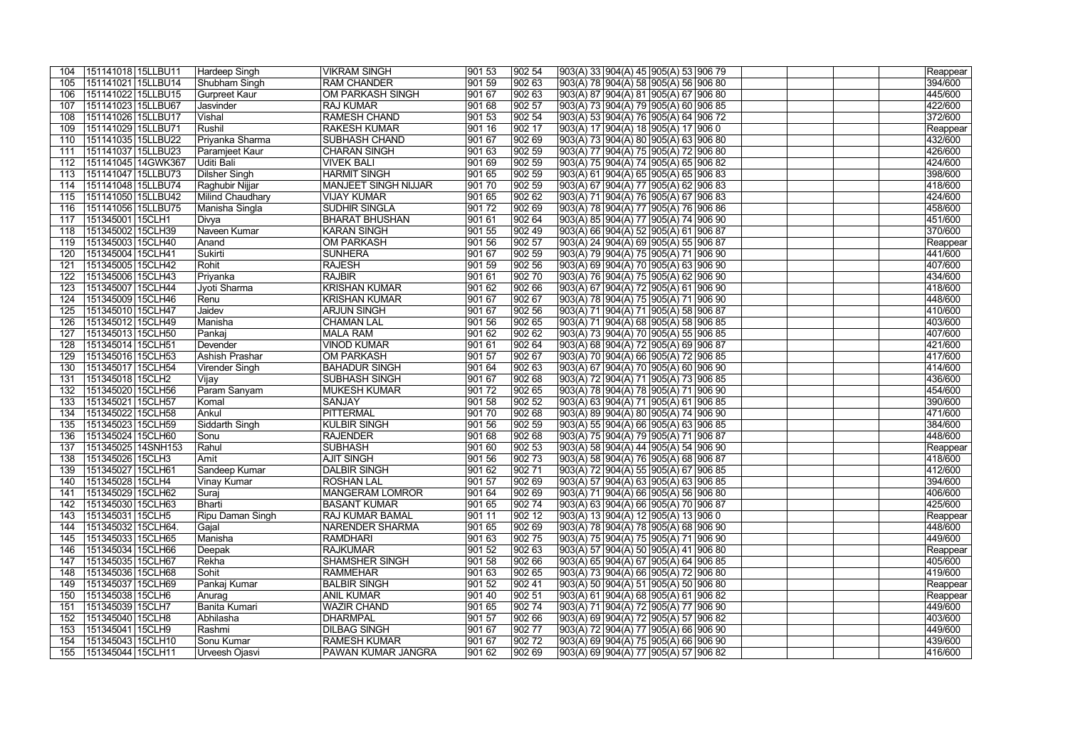| | | | | | | | | | | | | | | | |
|---|---|---|---|---|---|---|---|---|---|---|---|---|---|---|---|
| 104 | 151141018 | 15LLBU11 | Hardeep Singh | VIKRAM SINGH | 901 53 | 902 54 | 903(A) 33 | 904(A) 45 | 905(A) 53 | 906 79 | | | | | Reappear |
| 105 | 151141021 | 15LLBU14 | Shubham Singh | RAM CHANDER | 901 59 | 902 63 | 903(A) 78 | 904(A) 58 | 905(A) 56 | 906 80 | | | | | 394/600 |
| 106 | 151141022 | 15LLBU15 | Gurpreet Kaur | OM PARKASH SINGH | 901 67 | 902 63 | 903(A) 87 | 904(A) 81 | 905(A) 67 | 906 80 | | | | | 445/600 |
| 107 | 151141023 | 15LLBU67 | Jasvinder | RAJ KUMAR | 901 68 | 902 57 | 903(A) 73 | 904(A) 79 | 905(A) 60 | 906 85 | | | | | 422/600 |
| 108 | 151141026 | 15LLBU17 | Vishal | RAMESH CHAND | 901 53 | 902 54 | 903(A) 53 | 904(A) 76 | 905(A) 64 | 906 72 | | | | | 372/600 |
| 109 | 151141029 | 15LLBU71 | Rushil | RAKESH KUMAR | 901 16 | 902 17 | 903(A) 17 | 904(A) 18 | 905(A) 17 | 906 0 | | | | | Reappear |
| 110 | 151141035 | 15LLBU22 | Priyanka Sharma | SUBHASH CHAND | 901 67 | 902 69 | 903(A) 73 | 904(A) 80 | 905(A) 63 | 906 80 | | | | | 432/600 |
| 111 | 151141037 | 15LLBU23 | Paramjeet Kaur | CHARAN SINGH | 901 63 | 902 59 | 903(A) 77 | 904(A) 75 | 905(A) 72 | 906 80 | | | | | 426/600 |
| 112 | 151141045 | 14GWK367 | Uditi Bali | VIVEK BALI | 901 69 | 902 59 | 903(A) 75 | 904(A) 74 | 905(A) 65 | 906 82 | | | | | 424/600 |
| 113 | 151141047 | 15LLBU73 | Dilsher Singh | HARMIT SINGH | 901 65 | 902 59 | 903(A) 61 | 904(A) 65 | 905(A) 65 | 906 83 | | | | | 398/600 |
| 114 | 151141048 | 15LLBU74 | Raghubir Nijjar | MANJEET SINGH NIJJAR | 901 70 | 902 59 | 903(A) 67 | 904(A) 77 | 905(A) 62 | 906 83 | | | | | 418/600 |
| 115 | 151141050 | 15LLBU42 | Milind Chaudhary | VIJAY KUMAR | 901 65 | 902 62 | 903(A) 71 | 904(A) 76 | 905(A) 67 | 906 83 | | | | | 424/600 |
| 116 | 151141056 | 15LLBU75 | Manisha Singla | SUDHIR SINGLA | 901 72 | 902 69 | 903(A) 78 | 904(A) 77 | 905(A) 76 | 906 86 | | | | | 458/600 |
| 117 | 151345001 | 15CLH1 | Divya | BHARAT BHUSHAN | 901 61 | 902 64 | 903(A) 85 | 904(A) 77 | 905(A) 74 | 906 90 | | | | | 451/600 |
| 118 | 151345002 | 15CLH39 | Naveen Kumar | KARAN SINGH | 901 55 | 902 49 | 903(A) 66 | 904(A) 52 | 905(A) 61 | 906 87 | | | | | 370/600 |
| 119 | 151345003 | 15CLH40 | Anand | OM PARKASH | 901 56 | 902 57 | 903(A) 24 | 904(A) 69 | 905(A) 55 | 906 87 | | | | | Reappear |
| 120 | 151345004 | 15CLH41 | Sukirti | SUNHERA | 901 67 | 902 59 | 903(A) 79 | 904(A) 75 | 905(A) 71 | 906 90 | | | | | 441/600 |
| 121 | 151345005 | 15CLH42 | Rohit | RAJESH | 901 59 | 902 56 | 903(A) 69 | 904(A) 70 | 905(A) 63 | 906 90 | | | | | 407/600 |
| 122 | 151345006 | 15CLH43 | Priyanka | RAJBIR | 901 61 | 902 70 | 903(A) 76 | 904(A) 75 | 905(A) 62 | 906 90 | | | | | 434/600 |
| 123 | 151345007 | 15CLH44 | Jyoti Sharma | KRISHAN KUMAR | 901 62 | 902 66 | 903(A) 67 | 904(A) 72 | 905(A) 61 | 906 90 | | | | | 418/600 |
| 124 | 151345009 | 15CLH46 | Renu | KRISHAN KUMAR | 901 67 | 902 67 | 903(A) 78 | 904(A) 75 | 905(A) 71 | 906 90 | | | | | 448/600 |
| 125 | 151345010 | 15CLH47 | Jaidev | ARJUN SINGH | 901 67 | 902 56 | 903(A) 71 | 904(A) 71 | 905(A) 58 | 906 87 | | | | | 410/600 |
| 126 | 151345012 | 15CLH49 | Manisha | CHAMAN LAL | 901 56 | 902 65 | 903(A) 71 | 904(A) 68 | 905(A) 58 | 906 85 | | | | | 403/600 |
| 127 | 151345013 | 15CLH50 | Pankaj | MALA RAM | 901 62 | 902 62 | 903(A) 73 | 904(A) 70 | 905(A) 55 | 906 85 | | | | | 407/600 |
| 128 | 151345014 | 15CLH51 | Devender | VINOD KUMAR | 901 61 | 902 64 | 903(A) 68 | 904(A) 72 | 905(A) 69 | 906 87 | | | | | 421/600 |
| 129 | 151345016 | 15CLH53 | Ashish Prashar | OM PARKASH | 901 57 | 902 67 | 903(A) 70 | 904(A) 66 | 905(A) 72 | 906 85 | | | | | 417/600 |
| 130 | 151345017 | 15CLH54 | Virender Singh | BAHADUR SINGH | 901 64 | 902 63 | 903(A) 67 | 904(A) 70 | 905(A) 60 | 906 90 | | | | | 414/600 |
| 131 | 151345018 | 15CLH2 | Vijay | SUBHASH SINGH | 901 67 | 902 68 | 903(A) 72 | 904(A) 71 | 905(A) 73 | 906 85 | | | | | 436/600 |
| 132 | 151345020 | 15CLH56 | Param Sanyam | MUKESH KUMAR | 901 72 | 902 65 | 903(A) 78 | 904(A) 78 | 905(A) 71 | 906 90 | | | | | 454/600 |
| 133 | 151345021 | 15CLH57 | Komal | SANJAY | 901 58 | 902 52 | 903(A) 63 | 904(A) 71 | 905(A) 61 | 906 85 | | | | | 390/600 |
| 134 | 151345022 | 15CLH58 | Ankul | PITTERMAL | 901 70 | 902 68 | 903(A) 89 | 904(A) 80 | 905(A) 74 | 906 90 | | | | | 471/600 |
| 135 | 151345023 | 15CLH59 | Siddarth Singh | KULBIR SINGH | 901 56 | 902 59 | 903(A) 55 | 904(A) 66 | 905(A) 63 | 906 85 | | | | | 384/600 |
| 136 | 151345024 | 15CLH60 | Sonu | RAJENDER | 901 68 | 902 68 | 903(A) 75 | 904(A) 79 | 905(A) 71 | 906 87 | | | | | 448/600 |
| 137 | 151345025 | 14SNH153 | Rahul | SUBHASH | 901 60 | 902 53 | 903(A) 58 | 904(A) 44 | 905(A) 54 | 906 90 | | | | | Reappear |
| 138 | 151345026 | 15CLH3 | Amit | AJIT SINGH | 901 56 | 902 73 | 903(A) 58 | 904(A) 76 | 905(A) 68 | 906 87 | | | | | 418/600 |
| 139 | 151345027 | 15CLH61 | Sandeep Kumar | DALBIR SINGH | 901 62 | 902 71 | 903(A) 72 | 904(A) 55 | 905(A) 67 | 906 85 | | | | | 412/600 |
| 140 | 151345028 | 15CLH4 | Vinay Kumar | ROSHAN LAL | 901 57 | 902 69 | 903(A) 57 | 904(A) 63 | 905(A) 63 | 906 85 | | | | | 394/600 |
| 141 | 151345029 | 15CLH62 | Suraj | MANGERAM LOMROR | 901 64 | 902 69 | 903(A) 71 | 904(A) 66 | 905(A) 56 | 906 80 | | | | | 406/600 |
| 142 | 151345030 | 15CLH63 | Bharti | BASANT KUMAR | 901 65 | 902 74 | 903(A) 63 | 904(A) 66 | 905(A) 70 | 906 87 | | | | | 425/600 |
| 143 | 151345031 | 15CLH5 | Ripu Daman Singh | RAJ KUMAR BAMAL | 901 11 | 902 12 | 903(A) 13 | 904(A) 12 | 905(A) 13 | 906 0 | | | | | Reappear |
| 144 | 151345032 | 15CLH64. | Gajal | NARENDER SHARMA | 901 65 | 902 69 | 903(A) 78 | 904(A) 78 | 905(A) 68 | 906 90 | | | | | 448/600 |
| 145 | 151345033 | 15CLH65 | Manisha | RAMDHARI | 901 63 | 902 75 | 903(A) 75 | 904(A) 75 | 905(A) 71 | 906 90 | | | | | 449/600 |
| 146 | 151345034 | 15CLH66 | Deepak | RAJKUMAR | 901 52 | 902 63 | 903(A) 57 | 904(A) 50 | 905(A) 41 | 906 80 | | | | | Reappear |
| 147 | 151345035 | 15CLH67 | Rekha | SHAMSHER SINGH | 901 58 | 902 66 | 903(A) 65 | 904(A) 67 | 905(A) 64 | 906 85 | | | | | 405/600 |
| 148 | 151345036 | 15CLH68 | Sohit | RAMMEHAR | 901 63 | 902 65 | 903(A) 73 | 904(A) 66 | 905(A) 72 | 906 80 | | | | | 419/600 |
| 149 | 151345037 | 15CLH69 | Pankaj Kumar | BALBIR SINGH | 901 52 | 902 41 | 903(A) 50 | 904(A) 51 | 905(A) 50 | 906 80 | | | | | Reappear |
| 150 | 151345038 | 15CLH6 | Anurag | ANIL KUMAR | 901 40 | 902 51 | 903(A) 61 | 904(A) 68 | 905(A) 61 | 906 82 | | | | | Reappear |
| 151 | 151345039 | 15CLH7 | Banita Kumari | WAZIR CHAND | 901 65 | 902 74 | 903(A) 71 | 904(A) 72 | 905(A) 77 | 906 90 | | | | | 449/600 |
| 152 | 151345040 | 15CLH8 | Abhilasha | DHARMPAL | 901 57 | 902 66 | 903(A) 69 | 904(A) 72 | 905(A) 57 | 906 82 | | | | | 403/600 |
| 153 | 151345041 | 15CLH9 | Rashmi | DILBAG SINGH | 901 67 | 902 77 | 903(A) 72 | 904(A) 77 | 905(A) 66 | 906 90 | | | | | 449/600 |
| 154 | 151345043 | 15CLH10 | Sonu Kumar | RAMESH KUMAR | 901 67 | 902 72 | 903(A) 69 | 904(A) 75 | 905(A) 66 | 906 90 | | | | | 439/600 |
| 155 | 151345044 | 15CLH11 | Urveesh Ojasvi | PAWAN KUMAR JANGRA | 901 62 | 902 69 | 903(A) 69 | 904(A) 77 | 905(A) 57 | 906 82 | | | | | 416/600 |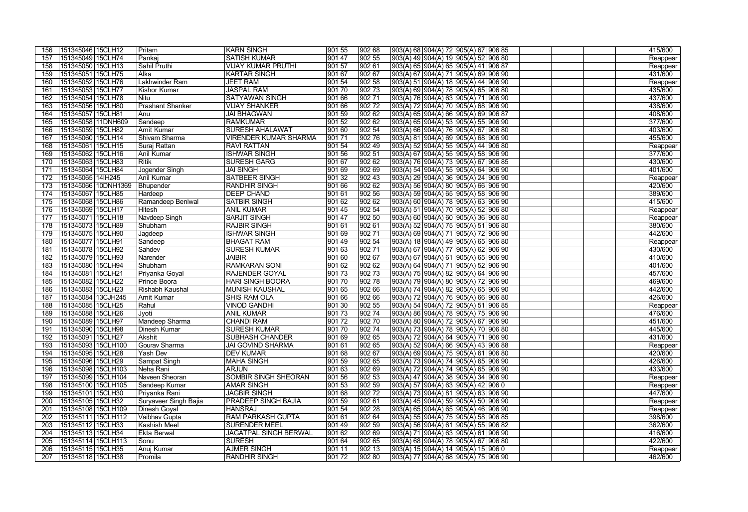| 156 | 151345046 | 15CLH12 | Pritam | KARN SINGH | 901 55 | 902 68 | 903(A) 68 | 904(A) 72 | 905(A) 67 | 906 85 | | | | | 415/600 |
|---|---|---|---|---|---|---|---|---|---|---|---|---|---|---|---|
| 157 | 151345049 | 15CLH74 | Pankaj | SATISH KUMAR | 901 47 | 902 55 | 903(A) 49 | 904(A) 19 | 905(A) 52 | 906 80 | | | | | Reappear |
| 158 | 151345050 | 15CLH13 | Sahil Pruthi | VIJAY KUMAR PRUTHI | 901 57 | 902 61 | 903(A) 65 | 904(A) 65 | 905(A) 41 | 906 87 | | | | | Reappear |
| 159 | 151345051 | 15CLH75 | Alka | KARTAR SINGH | 901 67 | 902 67 | 903(A) 67 | 904(A) 71 | 905(A) 69 | 906 90 | | | | | 431/600 |
| 160 | 151345052 | 15CLH76 | Lakhwinder Ram | JEET RAM | 901 54 | 902 58 | 903(A) 51 | 904(A) 18 | 905(A) 44 | 906 90 | | | | | Reappear |
| 161 | 151345053 | 15CLH77 | Kishor Kumar | JASPAL RAM | 901 70 | 902 73 | 903(A) 69 | 904(A) 78 | 905(A) 65 | 906 80 | | | | | 435/600 |
| 162 | 151345054 | 15CLH78 | Nitu | SATYAWAN SINGH | 901 66 | 902 71 | 903(A) 76 | 904(A) 63 | 905(A) 71 | 906 90 | | | | | 437/600 |
| 163 | 151345056 | 15CLH80 | Prashant Shanker | VIJAY SHANKER | 901 66 | 902 72 | 903(A) 72 | 904(A) 70 | 905(A) 68 | 906 90 | | | | | 438/600 |
| 164 | 151345057 | 15CLH81 | Anu | JAI BHAGWAN | 901 59 | 902 62 | 903(A) 65 | 904(A) 66 | 905(A) 69 | 906 87 | | | | | 408/600 |
| 165 | 151345058 | 11DNH609 | Sandeep | RAMKUMAR | 901 52 | 902 62 | 903(A) 65 | 904(A) 53 | 905(A) 55 | 906 90 | | | | | 377/600 |
| 166 | 151345059 | 15CLH82 | Amit Kumar | SURESH AHALAWAT | 901 60 | 902 54 | 903(A) 66 | 904(A) 76 | 905(A) 67 | 906 80 | | | | | 403/600 |
| 167 | 151345060 | 15CLH14 | Shivam Sharma | VIRENDER KUMAR SHARMA | 901 71 | 902 76 | 903(A) 81 | 904(A) 69 | 905(A) 68 | 906 90 | | | | | 455/600 |
| 168 | 151345061 | 15CLH15 | Suraj Rattan | RAVI RATTAN | 901 54 | 902 49 | 903(A) 52 | 904(A) 55 | 905(A) 44 | 906 80 | | | | | Reappear |
| 169 | 151345062 | 15CLH16 | Anil Kumar | ISHWAR SINGH | 901 56 | 902 51 | 903(A) 67 | 904(A) 55 | 905(A) 58 | 906 90 | | | | | 377/600 |
| 170 | 151345063 | 15CLH83 | Ritik | SURESH GARG | 901 67 | 902 62 | 903(A) 76 | 904(A) 73 | 905(A) 67 | 906 85 | | | | | 430/600 |
| 171 | 151345064 | 15CLH84 | Jogender Singh | JAI SINGH | 901 69 | 902 69 | 903(A) 54 | 904(A) 55 | 905(A) 64 | 906 90 | | | | | 401/600 |
| 172 | 151345065 | 14IH245 | Anil Kumar | SATBEER SINGH | 901 32 | 902 43 | 903(A) 29 | 904(A) 36 | 905(A) 24 | 906 90 | | | | | Reappear |
| 173 | 151345066 | 10DNH1369 | Bhupender | RANDHIR SINGH | 901 66 | 902 62 | 903(A) 56 | 904(A) 80 | 905(A) 66 | 906 90 | | | | | 420/600 |
| 174 | 151345067 | 15CLH85 | Hardeep | DEEP CHAND | 901 61 | 902 56 | 903(A) 59 | 904(A) 65 | 905(A) 58 | 906 90 | | | | | 389/600 |
| 175 | 151345068 | 15CLH86 | Ramandeep Beniwal | SATBIR SINGH | 901 62 | 902 62 | 903(A) 60 | 904(A) 78 | 905(A) 63 | 906 90 | | | | | 415/600 |
| 176 | 151345069 | 15CLH17 | Hitesh | ANIL KUMAR | 901 45 | 902 54 | 903(A) 51 | 904(A) 70 | 905(A) 52 | 906 80 | | | | | Reappear |
| 177 | 151345071 | 15CLH18 | Navdeep Singh | SARJIT SINGH | 901 47 | 902 50 | 903(A) 60 | 904(A) 60 | 905(A) 36 | 906 80 | | | | | Reappear |
| 178 | 151345073 | 15CLH89 | Shubham | RAJBIR SINGH | 901 61 | 902 61 | 903(A) 52 | 904(A) 75 | 905(A) 51 | 906 80 | | | | | 380/600 |
| 179 | 151345075 | 15CLH90 | Jagdeep | ISHWAR SINGH | 901 69 | 902 71 | 903(A) 69 | 904(A) 71 | 905(A) 72 | 906 90 | | | | | 442/600 |
| 180 | 151345077 | 15CLH91 | Sandeep | BHAGAT RAM | 901 49 | 902 54 | 903(A) 18 | 904(A) 49 | 905(A) 65 | 906 80 | | | | | Reappear |
| 181 | 151345078 | 15CLH92 | Sahdev | SURESH KUMAR | 901 63 | 902 71 | 903(A) 67 | 904(A) 77 | 905(A) 62 | 906 90 | | | | | 430/600 |
| 182 | 151345079 | 15CLH93 | Narender | JAIBIR | 901 60 | 902 67 | 903(A) 67 | 904(A) 61 | 905(A) 65 | 906 90 | | | | | 410/600 |
| 183 | 151345080 | 15CLH94 | Shubham | RAMKARAN SONI | 901 62 | 902 62 | 903(A) 64 | 904(A) 71 | 905(A) 52 | 906 90 | | | | | 401/600 |
| 184 | 151345081 | 15CLH21 | Priyanka Goyal | RAJENDER GOYAL | 901 73 | 902 73 | 903(A) 75 | 904(A) 82 | 905(A) 64 | 906 90 | | | | | 457/600 |
| 185 | 151345082 | 15CLH22 | Prince Boora | HARI SINGH BOORA | 901 70 | 902 78 | 903(A) 79 | 904(A) 80 | 905(A) 72 | 906 90 | | | | | 469/600 |
| 186 | 151345083 | 15CLH23 | Rishabh Kaushal | MUNISH KAUSHAL | 901 65 | 902 66 | 903(A) 74 | 904(A) 82 | 905(A) 65 | 906 90 | | | | | 442/600 |
| 187 | 151345084 | 13CJH245 | Amit Kumar | SHIS RAM OLA | 901 66 | 902 66 | 903(A) 72 | 904(A) 76 | 905(A) 66 | 906 80 | | | | | 426/600 |
| 188 | 151345085 | 15CLH25 | Rahul | VINOD GANDHI | 901 30 | 902 55 | 903(A) 54 | 904(A) 72 | 905(A) 51 | 906 85 | | | | | Reappear |
| 189 | 151345088 | 15CLH26 | Jyoti | ANIL KUMAR | 901 73 | 902 74 | 903(A) 86 | 904(A) 78 | 905(A) 75 | 906 90 | | | | | 476/600 |
| 190 | 151345089 | 15CLH97 | Mandeep Sharma | CHANDI RAM | 901 72 | 902 70 | 903(A) 80 | 904(A) 72 | 905(A) 67 | 906 90 | | | | | 451/600 |
| 191 | 151345090 | 15CLH98 | Dinesh Kumar | SURESH KUMAR | 901 70 | 902 74 | 903(A) 73 | 904(A) 78 | 905(A) 70 | 906 80 | | | | | 445/600 |
| 192 | 151345091 | 15CLH27 | Akshit | SUBHASH CHANDER | 901 69 | 902 65 | 903(A) 72 | 904(A) 64 | 905(A) 71 | 906 90 | | | | | 431/600 |
| 193 | 151345093 | 15CLH100 | Gourav Sharma | JAI GOVIND SHARMA | 901 61 | 902 65 | 903(A) 52 | 904(A) 66 | 905(A) 43 | 906 88 | | | | | Reappear |
| 194 | 151345095 | 15CLH28 | Yash Dev | DEV KUMAR | 901 68 | 902 67 | 903(A) 69 | 904(A) 75 | 905(A) 61 | 906 80 | | | | | 420/600 |
| 195 | 151345096 | 15CLH29 | Sampat Singh | MAHA SINGH | 901 59 | 902 65 | 903(A) 73 | 904(A) 74 | 905(A) 65 | 906 90 | | | | | 426/600 |
| 196 | 151345098 | 15CLH103 | Neha Rani | ARJUN | 901 63 | 902 69 | 903(A) 72 | 904(A) 74 | 905(A) 65 | 906 90 | | | | | 433/600 |
| 197 | 151345099 | 15CLH104 | Naveen Sheoran | SOMBIR SINGH SHEORAN | 901 56 | 902 53 | 903(A) 47 | 904(A) 38 | 905(A) 34 | 906 90 | | | | | Reappear |
| 198 | 151345100 | 15CLH105 | Sandeep Kumar | AMAR SINGH | 901 53 | 902 59 | 903(A) 57 | 904(A) 63 | 905(A) 42 | 906 0 | | | | | Reappear |
| 199 | 151345101 | 15CLH30 | Priyanka Rani | JAGBIR SINGH | 901 68 | 902 72 | 903(A) 73 | 904(A) 81 | 905(A) 63 | 906 90 | | | | | 447/600 |
| 200 | 151345105 | 15CLH32 | Suryaveer Singh Bajia | PRADEEP SINGH BAJIA | 901 59 | 902 61 | 903(A) 45 | 904(A) 59 | 905(A) 50 | 906 90 | | | | | Reappear |
| 201 | 151345108 | 15CLH109 | Dinesh Goyal | HANSRAJ | 901 54 | 902 28 | 903(A) 65 | 904(A) 65 | 905(A) 46 | 906 90 | | | | | Reappear |
| 202 | 151345111 | 15CLH112 | Vaibhav Gupta | RAM PARKASH GUPTA | 901 61 | 902 64 | 903(A) 55 | 904(A) 75 | 905(A) 58 | 906 85 | | | | | 398/600 |
| 203 | 151345112 | 15CLH33 | Kashish Meel | SURENDER MEEL | 901 49 | 902 59 | 903(A) 56 | 904(A) 61 | 905(A) 55 | 906 82 | | | | | 362/600 |
| 204 | 151345113 | 15CLH34 | Ekta Berwal | JAGATPAL SINGH BERWAL | 901 62 | 902 69 | 903(A) 71 | 904(A) 63 | 905(A) 61 | 906 90 | | | | | 416/600 |
| 205 | 151345114 | 15CLH113 | Sonu | SURESH | 901 64 | 902 65 | 903(A) 68 | 904(A) 78 | 905(A) 67 | 906 80 | | | | | 422/600 |
| 206 | 151345115 | 15CLH35 | Anuj Kumar | AJMER SINGH | 901 11 | 902 13 | 903(A) 15 | 904(A) 14 | 905(A) 15 | 906 0 | | | | | Reappear |
| 207 | 151345118 | 15CLH38 | Promila | RANDHIR SINGH | 901 72 | 902 80 | 903(A) 77 | 904(A) 68 | 905(A) 75 | 906 90 | | | | | 462/600 |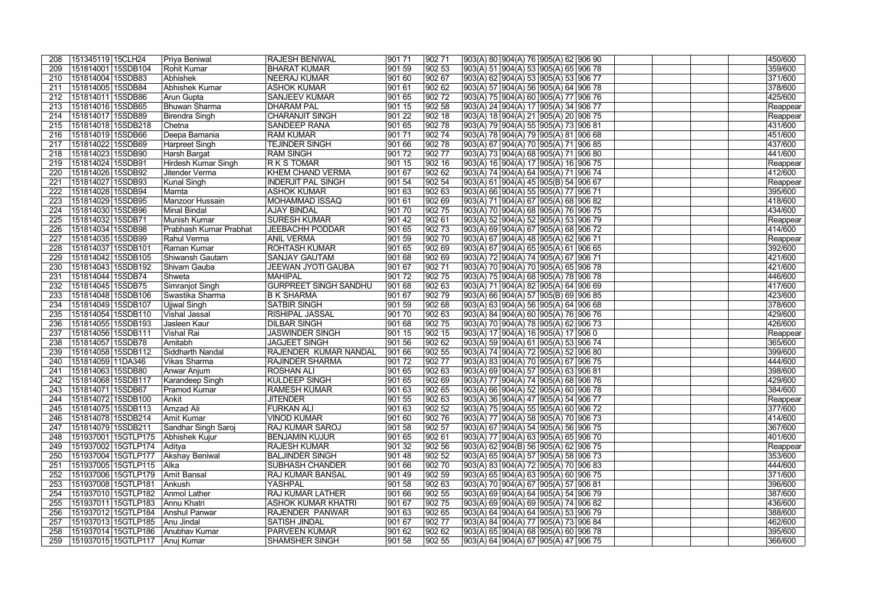| 208 | 151345119 | 15CLH24 | Priya Beniwal | RAJESH BENIWAL | 901 71 | 902 71 | 903(A) 80 | 904(A) 76 | 905(A) 62 | 906 90 | | | | | 450/600 |
|---|---|---|---|---|---|---|---|---|---|---|---|---|---|---|---|
| 209 | 151814001 | 15SDB104 | Rohit Kumar | BHARAT KUMAR | 901 59 | 902 53 | 903(A) 51 | 904(A) 53 | 905(A) 65 | 906 78 | | | | | 359/600 |
| 210 | 151814004 | 15SDB83 | Abhishek | NEERAJ KUMAR | 901 60 | 902 67 | 903(A) 62 | 904(A) 53 | 905(A) 53 | 906 77 | | | | | 371/600 |
| 211 | 151814005 | 15SDB84 | Abhishek Kumar | ASHOK KUMAR | 901 61 | 902 62 | 903(A) 57 | 904(A) 56 | 905(A) 64 | 906 78 | | | | | 378/600 |
| 212 | 151814011 | 15SDB86 | Arun Gupta | SANJEEV KUMAR | 901 65 | 902 72 | 903(A) 75 | 904(A) 60 | 905(A) 77 | 906 76 | | | | | 425/600 |
| 213 | 151814016 | 15SDB65 | Bhuwan Sharma | DHARAM PAL | 901 15 | 902 58 | 903(A) 24 | 904(A) 17 | 905(A) 34 | 906 77 | | | | | Reappear |
| 214 | 151814017 | 15SDB89 | Birendra Singh | CHARANJIT SINGH | 901 22 | 902 18 | 903(A) 18 | 904(A) 21 | 905(A) 20 | 906 75 | | | | | Reappear |
| 215 | 151814018 | 15SDB218 | Chetna | SANDEEP RANA | 901 65 | 902 78 | 903(A) 79 | 904(A) 55 | 905(A) 73 | 906 81 | | | | | 431/600 |
| 216 | 151814019 | 15SDB66 | Deepa Bamania | RAM KUMAR | 901 71 | 902 74 | 903(A) 78 | 904(A) 79 | 905(A) 81 | 906 68 | | | | | 451/600 |
| 217 | 151814022 | 15SDB69 | Harpreet Singh | TEJINDER SINGH | 901 66 | 902 78 | 903(A) 67 | 904(A) 70 | 905(A) 71 | 906 85 | | | | | 437/600 |
| 218 | 151814023 | 15SDB90 | Harsh Bargat | RAM SINGH | 901 72 | 902 77 | 903(A) 73 | 904(A) 68 | 905(A) 71 | 906 80 | | | | | 441/600 |
| 219 | 151814024 | 15SDB91 | Hirdesh Kumar Singh | R K S TOMAR | 901 15 | 902 16 | 903(A) 16 | 904(A) 17 | 905(A) 16 | 906 75 | | | | | Reappear |
| 220 | 151814026 | 15SDB92 | Jitender Verma | KHEM CHAND VERMA | 901 67 | 902 62 | 903(A) 74 | 904(A) 64 | 905(A) 71 | 906 74 | | | | | 412/600 |
| 221 | 151814027 | 15SDB93 | Kunal Singh | INDERJIT PAL SINGH | 901 54 | 902 54 | 903(A) 61 | 904(A) 45 | 905(B) 54 | 906 67 | | | | | Reappear |
| 222 | 151814028 | 15SDB94 | Mamta | ASHOK KUMAR | 901 63 | 902 63 | 903(A) 66 | 904(A) 55 | 905(A) 77 | 906 71 | | | | | 395/600 |
| 223 | 151814029 | 15SDB95 | Manzoor Hussain | MOHAMMAD ISSAQ | 901 61 | 902 69 | 903(A) 71 | 904(A) 67 | 905(A) 68 | 906 82 | | | | | 418/600 |
| 224 | 151814030 | 15SDB96 | Minal Bindal | AJAY BINDAL | 901 70 | 902 75 | 903(A) 70 | 904(A) 68 | 905(A) 76 | 906 75 | | | | | 434/600 |
| 225 | 151814032 | 15SDB71 | Munish Kumar | SURESH KUMAR | 901 42 | 902 61 | 903(A) 52 | 904(A) 52 | 905(A) 53 | 906 79 | | | | | Reappear |
| 226 | 151814034 | 15SDB98 | Prabhash Kumar Prabhat | JEEBACHH PODDAR | 901 65 | 902 73 | 903(A) 69 | 904(A) 67 | 905(A) 68 | 906 72 | | | | | 414/600 |
| 227 | 151814035 | 15SDB99 | Rahul Verma | ANIL VERMA | 901 59 | 902 70 | 903(A) 67 | 904(A) 48 | 905(A) 62 | 906 71 | | | | | Reappear |
| 228 | 151814037 | 15SDB101 | Raman Kumar | ROHTASH KUMAR | 901 65 | 902 69 | 903(A) 67 | 904(A) 65 | 905(A) 61 | 906 65 | | | | | 392/600 |
| 229 | 151814042 | 15SDB105 | Shiwansh Gautam | SANJAY GAUTAM | 901 68 | 902 69 | 903(A) 72 | 904(A) 74 | 905(A) 67 | 906 71 | | | | | 421/600 |
| 230 | 151814043 | 15SDB192 | Shivam Gauba | JEEWAN JYOTI GAUBA | 901 67 | 902 71 | 903(A) 70 | 904(A) 70 | 905(A) 65 | 906 78 | | | | | 421/600 |
| 231 | 151814044 | 15SDB74 | Shweta | MAHIPAL | 901 72 | 902 75 | 903(A) 75 | 904(A) 68 | 905(A) 78 | 906 78 | | | | | 446/600 |
| 232 | 151814045 | 15SDB75 | Simranjot Singh | GURPREET SINGH SANDHU | 901 68 | 902 63 | 903(A) 71 | 904(A) 82 | 905(A) 64 | 906 69 | | | | | 417/600 |
| 233 | 151814048 | 15SDB106 | Swastika Sharma | B K SHARMA | 901 67 | 902 79 | 903(A) 66 | 904(A) 57 | 905(B) 69 | 906 85 | | | | | 423/600 |
| 234 | 151814049 | 15SDB107 | Ujjwal Singh | SATBIR SINGH | 901 59 | 902 68 | 903(A) 63 | 904(A) 56 | 905(A) 64 | 906 68 | | | | | 378/600 |
| 235 | 151814054 | 15SDB110 | Vishal Jassal | RISHIPAL JASSAL | 901 70 | 902 63 | 903(A) 84 | 904(A) 60 | 905(A) 76 | 906 76 | | | | | 429/600 |
| 236 | 151814055 | 15SDB193 | Jasleen Kaur | DILBAR SINGH | 901 68 | 902 75 | 903(A) 70 | 904(A) 78 | 905(A) 62 | 906 73 | | | | | 426/600 |
| 237 | 151814056 | 15SDB111 | Vishal Rai | JASWINDER SINGH | 901 15 | 902 15 | 903(A) 17 | 904(A) 16 | 905(A) 17 | 906 0 | | | | | Reappear |
| 238 | 151814057 | 15SDB78 | Amitabh | JAGJEET SINGH | 901 56 | 902 62 | 903(A) 59 | 904(A) 61 | 905(A) 53 | 906 74 | | | | | 365/600 |
| 239 | 151814058 | 15SDB112 | Siddharth Nandal | RAJENDER KUMAR NANDAL | 901 66 | 902 55 | 903(A) 74 | 904(A) 72 | 905(A) 52 | 906 80 | | | | | 399/600 |
| 240 | 151814059 | 11DA346 | Vikas Sharma | RAJINDER SHARMA | 901 72 | 902 77 | 903(A) 83 | 904(A) 70 | 905(A) 67 | 906 75 | | | | | 444/600 |
| 241 | 151814063 | 15SDB80 | Anwar Anjum | ROSHAN ALI | 901 65 | 902 63 | 903(A) 69 | 904(A) 57 | 905(A) 63 | 906 81 | | | | | 398/600 |
| 242 | 151814068 | 15SDB117 | Karandeep Singh | KULDEEP SINGH | 901 65 | 902 69 | 903(A) 77 | 904(A) 74 | 905(A) 68 | 906 76 | | | | | 429/600 |
| 243 | 151814071 | 15SDB67 | Pramod Kumar | RAMESH KUMAR | 901 63 | 902 65 | 903(A) 66 | 904(A) 52 | 905(A) 60 | 906 78 | | | | | 384/600 |
| 244 | 151814072 | 15SDB100 | Ankit | JITENDER | 901 55 | 902 63 | 903(A) 36 | 904(A) 47 | 905(A) 54 | 906 77 | | | | | Reappear |
| 245 | 151814075 | 15SDB113 | Amzad Ali | FURKAN ALI | 901 63 | 902 52 | 903(A) 75 | 904(A) 55 | 905(A) 60 | 906 72 | | | | | 377/600 |
| 246 | 151814078 | 15SDB214 | Amit Kumar | VINOD KUMAR | 901 68 | 902 76 | 903(A) 77 | 904(A) 58 | 905(A) 70 | 906 73 | | | | | 414/600 |
| 247 | 151814079 | 15SDB211 | Sandhar Singh Saroj | RAJ KUMAR SAROJ | 901 58 | 902 57 | 903(A) 67 | 904(A) 54 | 905(A) 56 | 906 75 | | | | | 367/600 |
| 248 | 151937001 | 15GTLP175 | Abhishek Kujur | BENJAMIN KUJUR | 901 65 | 902 61 | 903(A) 77 | 904(A) 63 | 905(A) 65 | 906 70 | | | | | 401/600 |
| 249 | 151937002 | 15GTLP174 | Aditya | RAJESH KUMAR | 901 32 | 902 56 | 903(A) 62 | 904(B) 56 | 905(A) 62 | 906 75 | | | | | Reappear |
| 250 | 151937004 | 15GTLP177 | Akshay Beniwal | BALJINDER SINGH | 901 48 | 902 52 | 903(A) 65 | 904(A) 57 | 905(A) 58 | 906 73 | | | | | 353/600 |
| 251 | 151937005 | 15GTLP115 | Alka | SUBHASH CHANDER | 901 66 | 902 70 | 903(A) 83 | 904(A) 72 | 905(A) 70 | 906 83 | | | | | 444/600 |
| 252 | 151937006 | 15GTLP179 | Amit Bansal | RAJ KUMAR BANSAL | 901 49 | 902 59 | 903(A) 65 | 904(A) 63 | 905(A) 60 | 906 75 | | | | | 371/600 |
| 253 | 151937008 | 15GTLP181 | Ankush | YASHPAL | 901 58 | 902 63 | 903(A) 70 | 904(A) 67 | 905(A) 57 | 906 81 | | | | | 396/600 |
| 254 | 151937010 | 15GTLP182 | Anmol Lather | RAJ KUMAR LATHER | 901 66 | 902 55 | 903(A) 69 | 904(A) 64 | 905(A) 54 | 906 79 | | | | | 387/600 |
| 255 | 151937011 | 15GTLP183 | Annu Khatri | ASHOK KUMAR KHATRI | 901 67 | 902 75 | 903(A) 69 | 904(A) 69 | 905(A) 74 | 906 82 | | | | | 436/600 |
| 256 | 151937012 | 15GTLP184 | Anshul Panwar | RAJENDER PANWAR | 901 63 | 902 65 | 903(A) 64 | 904(A) 64 | 905(A) 53 | 906 79 | | | | | 388/600 |
| 257 | 151937013 | 15GTLP185 | Anu Jindal | SATISH JINDAL | 901 67 | 902 77 | 903(A) 84 | 904(A) 77 | 905(A) 73 | 906 84 | | | | | 462/600 |
| 258 | 151937014 | 15GTLP186 | Anubhav Kumar | PARVEEN KUMAR | 901 62 | 902 62 | 903(A) 65 | 904(A) 68 | 905(A) 60 | 906 78 | | | | | 395/600 |
| 259 | 151937015 | 15GTLP117 | Anuj Kumar | SHAMSHER SINGH | 901 58 | 902 55 | 903(A) 64 | 904(A) 67 | 905(A) 47 | 906 75 | | | | | 366/600 |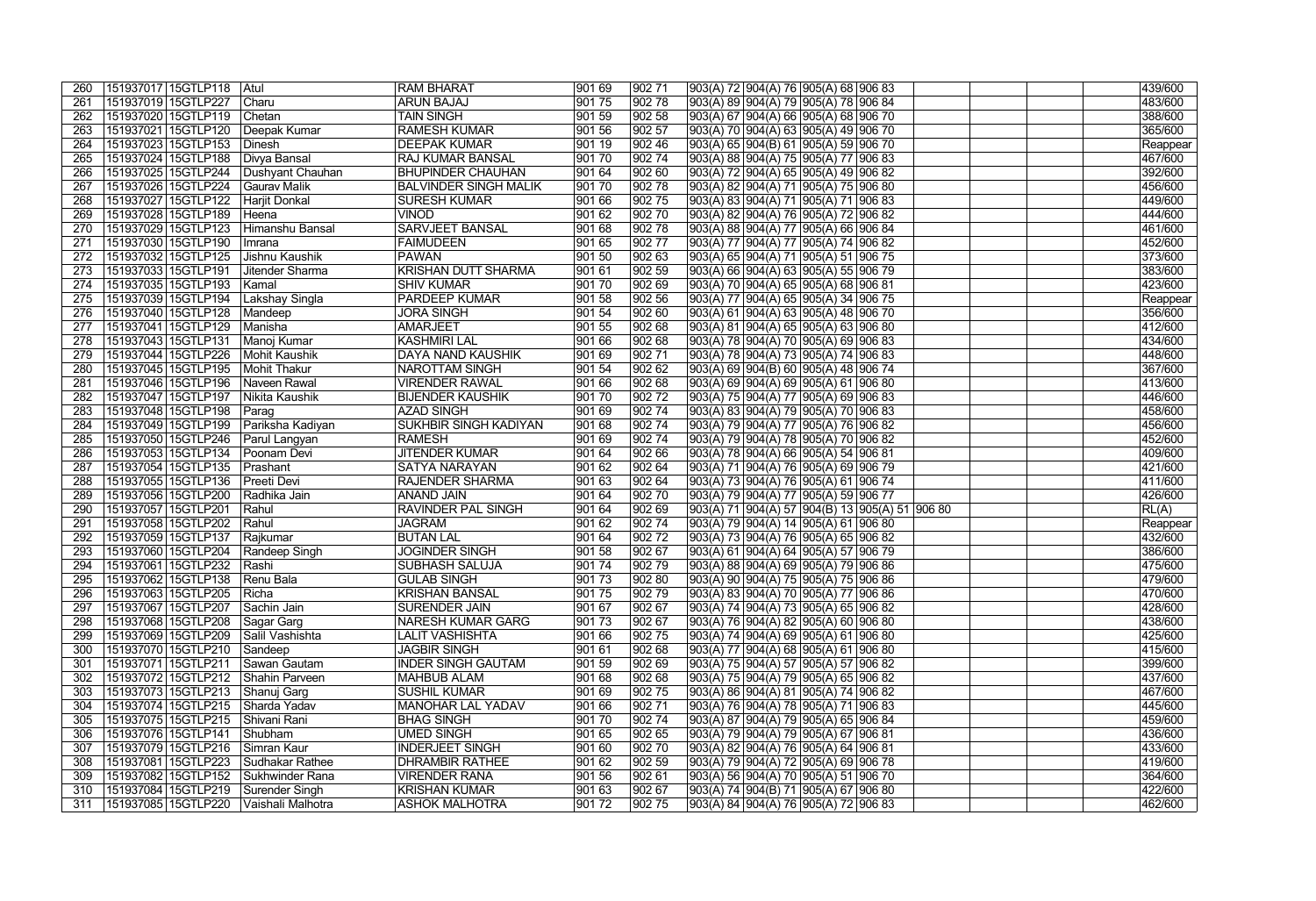| | | | | | | | | | | | | | | | |
|---|---|---|---|---|---|---|---|---|---|---|---|---|---|---|---|
| 260 | 151937017 | 15GTLP118 | Atul | RAM BHARAT | 901 69 | 902 71 | 903(A) 72 | 904(A) 76 | 905(A) 68 | 906 83 | | | | | 439/600 |
| 261 | 151937019 | 15GTLP227 | Charu | ARUN BAJAJ | 901 75 | 902 78 | 903(A) 89 | 904(A) 79 | 905(A) 78 | 906 84 | | | | | 483/600 |
| 262 | 151937020 | 15GTLP119 | Chetan | TAIN SINGH | 901 59 | 902 58 | 903(A) 67 | 904(A) 66 | 905(A) 68 | 906 70 | | | | | 388/600 |
| 263 | 151937021 | 15GTLP120 | Deepak Kumar | RAMESH KUMAR | 901 56 | 902 57 | 903(A) 70 | 904(A) 63 | 905(A) 49 | 906 70 | | | | | 365/600 |
| 264 | 151937023 | 15GTLP153 | Dinesh | DEEPAK KUMAR | 901 19 | 902 46 | 903(A) 65 | 904(B) 61 | 905(A) 59 | 906 70 | | | | | Reappear |
| 265 | 151937024 | 15GTLP188 | Divya Bansal | RAJ KUMAR BANSAL | 901 70 | 902 74 | 903(A) 88 | 904(A) 75 | 905(A) 77 | 906 83 | | | | | 467/600 |
| 266 | 151937025 | 15GTLP244 | Dushyant Chauhan | BHUPINDER CHAUHAN | 901 64 | 902 60 | 903(A) 72 | 904(A) 65 | 905(A) 49 | 906 82 | | | | | 392/600 |
| 267 | 151937026 | 15GTLP224 | Gaurav Malik | BALVINDER SINGH MALIK | 901 70 | 902 78 | 903(A) 82 | 904(A) 71 | 905(A) 75 | 906 80 | | | | | 456/600 |
| 268 | 151937027 | 15GTLP122 | Harjit Donkal | SURESH KUMAR | 901 66 | 902 75 | 903(A) 83 | 904(A) 71 | 905(A) 71 | 906 83 | | | | | 449/600 |
| 269 | 151937028 | 15GTLP189 | Heena | VINOD | 901 62 | 902 70 | 903(A) 82 | 904(A) 76 | 905(A) 72 | 906 82 | | | | | 444/600 |
| 270 | 151937029 | 15GTLP123 | Himanshu Bansal | SARVJEET BANSAL | 901 68 | 902 78 | 903(A) 88 | 904(A) 77 | 905(A) 66 | 906 84 | | | | | 461/600 |
| 271 | 151937030 | 15GTLP190 | Imrana | FAIMUDEEN | 901 65 | 902 77 | 903(A) 77 | 904(A) 77 | 905(A) 74 | 906 82 | | | | | 452/600 |
| 272 | 151937032 | 15GTLP125 | Jishnu Kaushik | PAWAN | 901 50 | 902 63 | 903(A) 65 | 904(A) 71 | 905(A) 51 | 906 75 | | | | | 373/600 |
| 273 | 151937033 | 15GTLP191 | Jitender Sharma | KRISHAN DUTT SHARMA | 901 61 | 902 59 | 903(A) 66 | 904(A) 63 | 905(A) 55 | 906 79 | | | | | 383/600 |
| 274 | 151937035 | 15GTLP193 | Kamal | SHIV KUMAR | 901 70 | 902 69 | 903(A) 70 | 904(A) 65 | 905(A) 68 | 906 81 | | | | | 423/600 |
| 275 | 151937039 | 15GTLP194 | Lakshay Singla | PARDEEP KUMAR | 901 58 | 902 56 | 903(A) 77 | 904(A) 65 | 905(A) 34 | 906 75 | | | | | Reappear |
| 276 | 151937040 | 15GTLP128 | Mandeep | JORA SINGH | 901 54 | 902 60 | 903(A) 61 | 904(A) 63 | 905(A) 48 | 906 70 | | | | | 356/600 |
| 277 | 151937041 | 15GTLP129 | Manisha | AMARJEET | 901 55 | 902 68 | 903(A) 81 | 904(A) 65 | 905(A) 63 | 906 80 | | | | | 412/600 |
| 278 | 151937043 | 15GTLP131 | Manoj Kumar | KASHMIRI LAL | 901 66 | 902 68 | 903(A) 78 | 904(A) 70 | 905(A) 69 | 906 83 | | | | | 434/600 |
| 279 | 151937044 | 15GTLP226 | Mohit Kaushik | DAYA NAND KAUSHIK | 901 69 | 902 71 | 903(A) 78 | 904(A) 73 | 905(A) 74 | 906 83 | | | | | 448/600 |
| 280 | 151937045 | 15GTLP195 | Mohit Thakur | NAROTTAM SINGH | 901 54 | 902 62 | 903(A) 69 | 904(B) 60 | 905(A) 48 | 906 74 | | | | | 367/600 |
| 281 | 151937046 | 15GTLP196 | Naveen Rawal | VIRENDER RAWAL | 901 66 | 902 68 | 903(A) 69 | 904(A) 69 | 905(A) 61 | 906 80 | | | | | 413/600 |
| 282 | 151937047 | 15GTLP197 | Nikita Kaushik | BIJENDER KAUSHIK | 901 70 | 902 72 | 903(A) 75 | 904(A) 77 | 905(A) 69 | 906 83 | | | | | 446/600 |
| 283 | 151937048 | 15GTLP198 | Parag | AZAD SINGH | 901 69 | 902 74 | 903(A) 83 | 904(A) 79 | 905(A) 70 | 906 83 | | | | | 458/600 |
| 284 | 151937049 | 15GTLP199 | Pariksha Kadiyan | SUKHBIR SINGH KADIYAN | 901 68 | 902 74 | 903(A) 79 | 904(A) 77 | 905(A) 76 | 906 82 | | | | | 456/600 |
| 285 | 151937050 | 15GTLP246 | Parul Langyan | RAMESH | 901 69 | 902 74 | 903(A) 79 | 904(A) 78 | 905(A) 70 | 906 82 | | | | | 452/600 |
| 286 | 151937053 | 15GTLP134 | Poonam Devi | JITENDER KUMAR | 901 64 | 902 66 | 903(A) 78 | 904(A) 66 | 905(A) 54 | 906 81 | | | | | 409/600 |
| 287 | 151937054 | 15GTLP135 | Prashant | SATYA NARAYAN | 901 62 | 902 64 | 903(A) 71 | 904(A) 76 | 905(A) 69 | 906 79 | | | | | 421/600 |
| 288 | 151937055 | 15GTLP136 | Preeti Devi | RAJENDER SHARMA | 901 63 | 902 64 | 903(A) 73 | 904(A) 76 | 905(A) 61 | 906 74 | | | | | 411/600 |
| 289 | 151937056 | 15GTLP200 | Radhika Jain | ANAND JAIN | 901 64 | 902 70 | 903(A) 79 | 904(A) 77 | 905(A) 59 | 906 77 | | | | | 426/600 |
| 290 | 151937057 | 15GTLP201 | Rahul | RAVINDER PAL SINGH | 901 64 | 902 69 | 903(A) 71 | 904(A) 57 | 904(B) 13 | 905(A) 51 | 906 80 | | | | RL(A) |
| 291 | 151937058 | 15GTLP202 | Rahul | JAGRAM | 901 62 | 902 74 | 903(A) 79 | 904(A) 14 | 905(A) 61 | 906 80 | | | | | Reappear |
| 292 | 151937059 | 15GTLP137 | Rajkumar | BUTAN LAL | 901 64 | 902 72 | 903(A) 73 | 904(A) 76 | 905(A) 65 | 906 82 | | | | | 432/600 |
| 293 | 151937060 | 15GTLP204 | Randeep Singh | JOGINDER SINGH | 901 58 | 902 67 | 903(A) 61 | 904(A) 64 | 905(A) 57 | 906 79 | | | | | 386/600 |
| 294 | 151937061 | 15GTLP232 | Rashi | SUBHASH SALUJA | 901 74 | 902 79 | 903(A) 88 | 904(A) 69 | 905(A) 79 | 906 86 | | | | | 475/600 |
| 295 | 151937062 | 15GTLP138 | Renu Bala | GULAB SINGH | 901 73 | 902 80 | 903(A) 90 | 904(A) 75 | 905(A) 75 | 906 86 | | | | | 479/600 |
| 296 | 151937063 | 15GTLP205 | Richa | KRISHAN BANSAL | 901 75 | 902 79 | 903(A) 83 | 904(A) 70 | 905(A) 77 | 906 86 | | | | | 470/600 |
| 297 | 151937067 | 15GTLP207 | Sachin Jain | SURENDER JAIN | 901 67 | 902 67 | 903(A) 74 | 904(A) 73 | 905(A) 65 | 906 82 | | | | | 428/600 |
| 298 | 151937068 | 15GTLP208 | Sagar Garg | NARESH KUMAR GARG | 901 73 | 902 67 | 903(A) 76 | 904(A) 82 | 905(A) 60 | 906 80 | | | | | 438/600 |
| 299 | 151937069 | 15GTLP209 | Salil Vashishta | LALIT VASHISHTA | 901 66 | 902 75 | 903(A) 74 | 904(A) 69 | 905(A) 61 | 906 80 | | | | | 425/600 |
| 300 | 151937070 | 15GTLP210 | Sandeep | JAGBIR SINGH | 901 61 | 902 68 | 903(A) 77 | 904(A) 68 | 905(A) 61 | 906 80 | | | | | 415/600 |
| 301 | 151937071 | 15GTLP211 | Sawan Gautam | INDER SINGH GAUTAM | 901 59 | 902 69 | 903(A) 75 | 904(A) 57 | 905(A) 57 | 906 82 | | | | | 399/600 |
| 302 | 151937072 | 15GTLP212 | Shahin Parveen | MAHBUB ALAM | 901 68 | 902 68 | 903(A) 75 | 904(A) 79 | 905(A) 65 | 906 82 | | | | | 437/600 |
| 303 | 151937073 | 15GTLP213 | Shanuj Garg | SUSHIL KUMAR | 901 69 | 902 75 | 903(A) 86 | 904(A) 81 | 905(A) 74 | 906 82 | | | | | 467/600 |
| 304 | 151937074 | 15GTLP215 | Sharda Yadav | MANOHAR LAL YADAV | 901 66 | 902 71 | 903(A) 76 | 904(A) 78 | 905(A) 71 | 906 83 | | | | | 445/600 |
| 305 | 151937075 | 15GTLP215 | Shivani Rani | BHAG SINGH | 901 70 | 902 74 | 903(A) 87 | 904(A) 79 | 905(A) 65 | 906 84 | | | | | 459/600 |
| 306 | 151937076 | 15GTLP141 | Shubham | UMED SINGH | 901 65 | 902 65 | 903(A) 79 | 904(A) 79 | 905(A) 67 | 906 81 | | | | | 436/600 |
| 307 | 151937079 | 15GTLP216 | Simran Kaur | INDERJEET SINGH | 901 60 | 902 70 | 903(A) 82 | 904(A) 76 | 905(A) 64 | 906 81 | | | | | 433/600 |
| 308 | 151937081 | 15GTLP223 | Sudhakar Rathee | DHRAMBIR RATHEE | 901 62 | 902 59 | 903(A) 79 | 904(A) 72 | 905(A) 69 | 906 78 | | | | | 419/600 |
| 309 | 151937082 | 15GTLP152 | Sukhwinder Rana | VIRENDER RANA | 901 56 | 902 61 | 903(A) 56 | 904(A) 70 | 905(A) 51 | 906 70 | | | | | 364/600 |
| 310 | 151937084 | 15GTLP219 | Surender Singh | KRISHAN KUMAR | 901 63 | 902 67 | 903(A) 74 | 904(B) 71 | 905(A) 67 | 906 80 | | | | | 422/600 |
| 311 | 151937085 | 15GTLP220 | Vaishali Malhotra | ASHOK MALHOTRA | 901 72 | 902 75 | 903(A) 84 | 904(A) 76 | 905(A) 72 | 906 83 | | | | | 462/600 |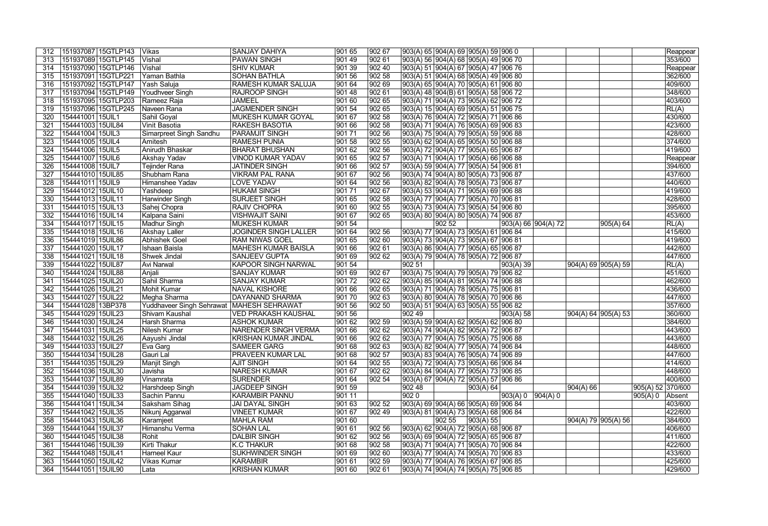| | | | | | | | | | | | | | | | | |
|---|---|---|---|---|---|---|---|---|---|---|---|---|---|---|---|---|
| 312 | 151937087 | 15GTLP143 | Vikas | SANJAY DAHIYA | 901 65 | 902 67 | 903(A) 65 | 904(A) 69 | 905(A) 59 | 906 0 | | | | | | Reappear |
| 313 | 151937089 | 15GTLP145 | Vishal | PAWAN SINGH | 901 49 | 902 61 | 903(A) 56 | 904(A) 68 | 905(A) 49 | 906 70 | | | | | | 353/600 |
| 314 | 151937090 | 15GTLP146 | Vishal | SHIV KUMAR | 901 39 | 902 40 | 903(A) 51 | 904(A) 67 | 905(A) 47 | 906 76 | | | | | | Reappear |
| 315 | 151937091 | 15GTLP221 | Yaman Bathla | SOHAN BATHLA | 901 56 | 902 58 | 903(A) 51 | 904(A) 68 | 905(A) 49 | 906 80 | | | | | | 362/600 |
| 316 | 151937092 | 15GTLP147 | Yash Saluja | RAMESH KUMAR SALUJA | 901 64 | 902 69 | 903(A) 65 | 904(A) 70 | 905(A) 61 | 906 80 | | | | | | 409/600 |
| 317 | 151937094 | 15GTLP149 | Youdhveer Singh | RAJROOP SINGH | 901 48 | 902 61 | 903(A) 48 | 904(B) 61 | 905(A) 58 | 906 72 | | | | | | 348/600 |
| 318 | 151937095 | 15GTLP203 | Rameez Raja | JAMEEL | 901 60 | 902 65 | 903(A) 71 | 904(A) 73 | 905(A) 62 | 906 72 | | | | | | 403/600 |
| 319 | 151937096 | 15GTLP245 | Naveen Rana | JAGMENDER SINGH | 901 54 | 902 65 | 903(A) 15 | 904(A) 69 | 905(A) 51 | 906 75 | | | | | | RL(A) |
| 320 | 154441001 | 15UIL1 | Sahil Goyal | MUKESH KUMAR GOYAL | 901 67 | 902 58 | 903(A) 76 | 904(A) 72 | 905(A) 71 | 906 86 | | | | | | 430/600 |
| 321 | 154441003 | 15UIL84 | Vinit Basotia | RAKESH BASOTIA | 901 66 | 902 58 | 903(A) 71 | 904(A) 76 | 905(A) 69 | 906 83 | | | | | | 423/600 |
| 322 | 154441004 | 15UIL3 | Simarpreet Singh Sandhu | PARAMJIT SINGH | 901 71 | 902 56 | 903(A) 75 | 904(A) 79 | 905(A) 59 | 906 88 | | | | | | 428/600 |
| 323 | 154441005 | 15UIL4 | Amitesh | RAMESH PUNIA | 901 58 | 902 55 | 903(A) 62 | 904(A) 65 | 905(A) 50 | 906 88 | | | | | | 374/600 |
| 324 | 154441006 | 15UIL5 | Anirudh Bhaskar | BHARAT BHUSHAN | 901 62 | 902 56 | 903(A) 72 | 904(A) 77 | 905(A) 65 | 906 87 | | | | | | 419/600 |
| 325 | 154441007 | 15UIL6 | Akshay Yadav | VINOD KUMAR YADAV | 901 65 | 902 57 | 903(A) 71 | 904(A) 17 | 905(A) 66 | 906 88 | | | | | | Reappear |
| 326 | 154441008 | 15UIL7 | Tejinder Rana | JATINDER SINGH | 901 66 | 902 57 | 903(A) 59 | 904(A) 77 | 905(A) 54 | 906 81 | | | | | | 394/600 |
| 327 | 154441010 | 15UIL85 | Shubham Rana | VIKRAM PAL RANA | 901 67 | 902 56 | 903(A) 74 | 904(A) 80 | 905(A) 73 | 906 87 | | | | | | 437/600 |
| 328 | 154441011 | 15UIL9 | Himanshee Yadav | LOVE YADAV | 901 64 | 902 56 | 903(A) 82 | 904(A) 78 | 905(A) 73 | 906 87 | | | | | | 440/600 |
| 329 | 154441012 | 15UIL10 | Yashdeep | HUKAM SINGH | 901 71 | 902 67 | 903(A) 53 | 904(A) 71 | 905(A) 69 | 906 88 | | | | | | 419/600 |
| 330 | 154441013 | 15UIL11 | Harwinder Singh | SURJEET SINGH | 901 65 | 902 58 | 903(A) 77 | 904(A) 77 | 905(A) 70 | 906 81 | | | | | | 428/600 |
| 331 | 154441015 | 15UIL13 | Sahej Chopra | RAJIV CHOPRA | 901 60 | 902 55 | 903(A) 73 | 904(A) 73 | 905(A) 54 | 906 80 | | | | | | 395/600 |
| 332 | 154441016 | 15UIL14 | Kalpana Saini | VISHWAJIT SAINI | 901 67 | 902 65 | 903(A) 80 | 904(A) 80 | 905(A) 74 | 906 87 | | | | | | 453/600 |
| 334 | 154441017 | 15UIL15 | Madhur Singh | MUKESH KUMAR | 901 54 | | | 902 52 | | 903(A) 66 | 904(A) 72 | | 905(A) 64 | | | RL(A) |
| 335 | 154441018 | 15UIL16 | Akshay Laller | JOGINDER SINGH LALLER | 901 64 | 902 56 | 903(A) 77 | 904(A) 73 | 905(A) 61 | 906 84 | | | | | | 415/600 |
| 336 | 154441019 | 15UIL86 | Abhishek Goel | RAM NIWAS GOEL | 901 65 | 902 60 | 903(A) 73 | 904(A) 73 | 905(A) 67 | 906 81 | | | | | | 419/600 |
| 337 | 154441020 | 15UIL17 | Ishaan Baisla | MAHESH KUMAR BAISLA | 901 66 | 902 61 | 903(A) 86 | 904(A) 77 | 905(A) 65 | 906 87 | | | | | | 442/600 |
| 338 | 154441021 | 15UIL18 | Shwek Jindal | SANJEEV GUPTA | 901 69 | 902 62 | 903(A) 79 | 904(A) 78 | 905(A) 72 | 906 87 | | | | | | 447/600 |
| 339 | 154441022 | 15UIL87 | Avi Narwal | KAPOOR SINGH NARWAL | 901 54 | | 902 51 | | | 903(A) 39 | | 904(A) 69 | 905(A) 59 | | | RL(A) |
| 340 | 154441024 | 15UIL88 | Anjali | SANJAY KUMAR | 901 69 | 902 67 | 903(A) 75 | 904(A) 79 | 905(A) 79 | 906 82 | | | | | | 451/600 |
| 341 | 154441025 | 15UIL20 | Sahil Sharma | SANJAY KUMAR | 901 72 | 902 62 | 903(A) 85 | 904(A) 81 | 905(A) 74 | 906 88 | | | | | | 462/600 |
| 342 | 154441026 | 15UIL21 | Mohit Kumar | NAVAL KISHORE | 901 66 | 902 65 | 903(A) 71 | 904(A) 78 | 905(A) 75 | 906 81 | | | | | | 436/600 |
| 343 | 154441027 | 15UIL22 | Megha Sharma | DAYANAND SHARMA | 901 70 | 902 63 | 903(A) 80 | 904(A) 78 | 905(A) 70 | 906 86 | | | | | | 447/600 |
| 344 | 154441028 | 13BP378 | Yuddhaveer Singh Sehrawat | MAHESH SEHRAWAT | 901 56 | 902 50 | 903(A) 51 | 904(A) 63 | 905(A) 55 | 906 82 | | | | | | 357/600 |
| 345 | 154441029 | 15UIL23 | Shivam Kaushal | VED PRAKASH KAUSHAL | 901 56 | | 902 49 | | | 903(A) 58 | | 904(A) 64 | 905(A) 53 | | | 360/600 |
| 346 | 154441030 | 15UIL24 | Harsh Sharma | ASHOK KUMAR | 901 62 | 902 59 | 903(A) 59 | 904(A) 62 | 905(A) 62 | 906 80 | | | | | | 384/600 |
| 347 | 154441031 | 15UIL25 | Nilesh Kumar | NARENDER SINGH VERMA | 901 66 | 902 62 | 903(A) 74 | 904(A) 82 | 905(A) 72 | 906 87 | | | | | | 443/600 |
| 348 | 154441032 | 15UIL26 | Aayushi Jindal | KRISHAN KUMAR JINDAL | 901 66 | 902 62 | 903(A) 77 | 904(A) 75 | 905(A) 75 | 906 88 | | | | | | 443/600 |
| 349 | 154441033 | 15UIL27 | Eva Garg | SAMEER GARG | 901 68 | 902 63 | 903(A) 82 | 904(A) 77 | 905(A) 74 | 906 84 | | | | | | 448/600 |
| 350 | 154441034 | 15UIL28 | Gauri Lal | PRAVEEN KUMAR LAL | 901 68 | 902 57 | 903(A) 83 | 904(A) 76 | 905(A) 74 | 906 89 | | | | | | 447/600 |
| 351 | 154441035 | 15UIL29 | Manjit Singh | AJIT SINGH | 901 64 | 902 55 | 903(A) 72 | 904(A) 73 | 905(A) 66 | 906 84 | | | | | | 414/600 |
| 352 | 154441036 | 15UIL30 | Javisha | NARESH KUMAR | 901 67 | 902 62 | 903(A) 84 | 904(A) 77 | 905(A) 73 | 906 85 | | | | | | 448/600 |
| 353 | 154441037 | 15UIL89 | Vinamrata | SURENDER | 901 64 | 902 54 | 903(A) 67 | 904(A) 72 | 905(A) 57 | 906 86 | | | | | | 400/600 |
| 354 | 154441039 | 15UIL32 | Harshdeep Singh | JAGDEEP SINGH | 901 59 | | 902 48 | | 903(A) 64 | | | 904(A) 66 | | 905(A) 52 | | 370/600 |
| 355 | 154441040 | 15UIL33 | Sachin Pannu | KARAMBIR PANNU | 901 11 | | 902 0 | | | 903(A) 0 | 904(A) 0 | | | 905(A) 0 | | Absent |
| 356 | 154441041 | 15UIL34 | Saksham Sihag | JAI DAYAL SINGH | 901 63 | 902 52 | 903(A) 69 | 904(A) 66 | 905(A) 69 | 906 84 | | | | | | 403/600 |
| 357 | 154441042 | 15UIL35 | Nikunj Aggarwal | VINEET KUMAR | 901 67 | 902 49 | 903(A) 81 | 904(A) 73 | 905(A) 68 | 906 84 | | | | | | 422/600 |
| 358 | 154441043 | 15UIL36 | Karamjeet | MAHLA RAM | 901 60 | | | 902 55 | 903(A) 55 | | | 904(A) 79 | 905(A) 56 | | | 384/600 |
| 359 | 154441044 | 15UIL37 | Himanshu Verma | SOHAN LAL | 901 61 | 902 56 | 903(A) 62 | 904(A) 72 | 905(A) 68 | 906 87 | | | | | | 406/600 |
| 360 | 154441045 | 15UIL38 | Rohit | DALBIR SINGH | 901 62 | 902 56 | 903(A) 69 | 904(A) 72 | 905(A) 65 | 906 87 | | | | | | 411/600 |
| 361 | 154441046 | 15UIL39 | Kirti Thakur | K.C THAKUR | 901 68 | 902 58 | 903(A) 71 | 904(A) 71 | 905(A) 70 | 906 84 | | | | | | 422/600 |
| 362 | 154441048 | 15UIL41 | Harneel Kaur | SUKHWINDER SINGH | 901 69 | 902 60 | 903(A) 77 | 904(A) 74 | 905(A) 70 | 906 83 | | | | | | 433/600 |
| 363 | 154441050 | 15UIL42 | Vikas Kumar | KARAMBIR | 901 61 | 902 59 | 903(A) 77 | 904(A) 76 | 905(A) 67 | 906 85 | | | | | | 425/600 |
| 364 | 154441051 | 15UIL90 | Lata | KRISHAN KUMAR | 901 60 | 902 61 | 903(A) 74 | 904(A) 74 | 905(A) 75 | 906 85 | | | | | | 429/600 |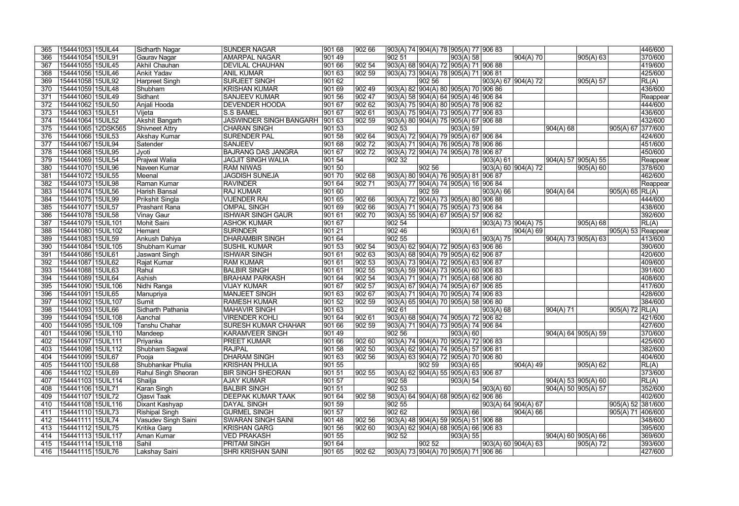| | | | | | | | | | | | | | | | |
|---|---|---|---|---|---|---|---|---|---|---|---|---|---|---|---|
| 365 | 154441053 | 15UIL44 | Sidharth Nagar | SUNDER NAGAR | 901 68 | 902 66 | 903(A) 74 | 904(A) 78 | 905(A) 77 | 906 83 | | | | | 446/600 |
| 366 | 154441054 | 15UIL91 | Gaurav Nagar | AMARPAL NAGAR | 901 49 | | 902 51 | | 903(A) 58 | | 904(A) 70 | | 905(A) 63 | | 370/600 |
| 367 | 154441055 | 15UIL45 | Akhil Chauhan | DEVILAL CHAUHAN | 901 66 | 902 54 | 903(A) 68 | 904(A) 72 | 905(A) 71 | 906 88 | | | | | 419/600 |
| 368 | 154441056 | 15UIL46 | Ankit Yadav | ANIL KUMAR | 901 63 | 902 59 | 903(A) 73 | 904(A) 78 | 905(A) 71 | 906 81 | | | | | 425/600 |
| 369 | 154441058 | 15UIL92 | Harpreet Singh | SURJEET SINGH | 901 62 | | | 902 56 | | 903(A) 67 | 904(A) 72 | | 905(A) 57 | | RL(A) |
| 370 | 154441059 | 15UIL48 | Shubham | KRISHAN KUMAR | 901 69 | 902 49 | 903(A) 82 | 904(A) 80 | 905(A) 70 | 906 86 | | | | | 436/600 |
| 371 | 154441060 | 15UIL49 | Sidhant | SANJEEV KUMAR | 901 56 | 902 47 | 903(A) 58 | 904(A) 64 | 905(A) 46 | 906 84 | | | | | Reappear |
| 372 | 154441062 | 15UIL50 | Anjali Hooda | DEVENDER HOODA | 901 67 | 902 62 | 903(A) 75 | 904(A) 80 | 905(A) 78 | 906 82 | | | | | 444/600 |
| 373 | 154441063 | 15UIL51 | Vijeta | S.S BAMEL | 901 67 | 902 61 | 903(A) 75 | 904(A) 73 | 905(A) 77 | 906 83 | | | | | 436/600 |
| 374 | 154441064 | 15UIL52 | Akshit Bangarh | JASWINDER SINGH BANGARH | 901 63 | 902 59 | 903(A) 80 | 904(A) 75 | 905(A) 67 | 906 88 | | | | | 432/600 |
| 375 | 154441065 | 12DSK565 | Shivneet Attry | CHARAN SINGH | 901 53 | | 902 53 | | 903(A) 59 | | | 904(A) 68 | | 905(A) 67 | 377/600 |
| 376 | 154441066 | 15UIL53 | Akshay Kumar | SURENDER PAL | 901 58 | 902 64 | 903(A) 72 | 904(A) 79 | 905(A) 67 | 906 84 | | | | | 424/600 |
| 377 | 154441067 | 15UIL94 | Satender | SANJEEV | 901 68 | 902 72 | 903(A) 71 | 904(A) 76 | 905(A) 78 | 906 86 | | | | | 451/600 |
| 378 | 154441068 | 15UIL95 | Jyoti | BAJRANG DAS JANGRA | 901 67 | 902 72 | 903(A) 72 | 904(A) 74 | 905(A) 78 | 906 87 | | | | | 450/600 |
| 379 | 154441069 | 15UIL54 | Prajwal Walia | JAGJIT SINGH WALIA | 901 54 | | 902 32 | | | 903(A) 61 | | 904(A) 57 | 905(A) 55 | | Reappear |
| 380 | 154441070 | 15UIL96 | Naveen Kumar | RAM NIWAS | 901 50 | | | 902 56 | | 903(A) 60 | 904(A) 72 | | 905(A) 60 | | 378/600 |
| 381 | 154441072 | 15UIL55 | Meenal | JAGDISH SUNEJA | 901 70 | 902 68 | 903(A) 80 | 904(A) 76 | 905(A) 81 | 906 87 | | | | | 462/600 |
| 382 | 154441073 | 15UIL98 | Raman Kumar | RAVINDER | 901 64 | 902 71 | 903(A) 77 | 904(A) 74 | 905(A) 16 | 906 84 | | | | | Reappear |
| 383 | 154441074 | 15UIL56 | Harish Bansal | RAJ KUMAR | 901 60 | | | 902 59 | | 903(A) 66 | | 904(A) 64 | | 905(A) 65 | RL(A) |
| 384 | 154441075 | 15UIL99 | Prikshit Singla | VIJENDER RAI | 901 65 | 902 66 | 903(A) 72 | 904(A) 73 | 905(A) 80 | 906 88 | | | | | 444/600 |
| 385 | 154441077 | 15UIL57 | Prashant Rana | OMPAL SINGH | 901 69 | 902 66 | 903(A) 71 | 904(A) 75 | 905(A) 73 | 906 84 | | | | | 438/600 |
| 386 | 154441078 | 15UIL58 | Vinay Gaur | ISHWAR SINGH GAUR | 901 61 | 902 70 | 903(A) 55 | 904(A) 67 | 905(A) 57 | 906 82 | | | | | 392/600 |
| 387 | 154441079 | 15UIL101 | Mohit Saini | ASHOK KUMAR | 901 67 | | 902 54 | | | 903(A) 73 | 904(A) 75 | | 905(A) 68 | | RL(A) |
| 388 | 154441080 | 15UIL102 | Hemant | SURINDER | 901 21 | | 902 46 | | 903(A) 61 | | 904(A) 69 | | | 905(A) 53 | Reappear |
| 389 | 154441083 | 15UIL59 | Ankush Dahiya | DHARAMBIR SINGH | 901 64 | | 902 55 | | | 903(A) 75 | | 904(A) 73 | 905(A) 63 | | 413/600 |
| 390 | 154441084 | 15UIL105 | Shubham Kumar | SUSHIL KUMAR | 901 53 | 902 54 | 903(A) 62 | 904(A) 72 | 905(A) 63 | 906 86 | | | | | 390/600 |
| 391 | 154441086 | 15UIL61 | Jaswant Singh | ISHWAR SINGH | 901 61 | 902 63 | 903(A) 68 | 904(A) 79 | 905(A) 62 | 906 87 | | | | | 420/600 |
| 392 | 154441087 | 15UIL62 | Rajat Kumar | RAM KUMAR | 901 61 | 902 53 | 903(A) 73 | 904(A) 72 | 905(A) 63 | 906 87 | | | | | 409/600 |
| 393 | 154441088 | 15UIL63 | Rahul | BALBIR SINGH | 901 61 | 902 55 | 903(A) 59 | 904(A) 73 | 905(A) 60 | 906 83 | | | | | 391/600 |
| 394 | 154441089 | 15UIL64 | Ashish | BRAHAM PARKASH | 901 64 | 902 54 | 903(A) 71 | 904(A) 71 | 905(A) 68 | 906 80 | | | | | 408/600 |
| 395 | 154441090 | 15UIL106 | Nidhi Ranga | VIJAY KUMAR | 901 67 | 902 57 | 903(A) 67 | 904(A) 74 | 905(A) 67 | 906 85 | | | | | 417/600 |
| 396 | 154441091 | 15UIL65 | Manupriya | MANJEET SINGH | 901 63 | 902 67 | 903(A) 71 | 904(A) 70 | 905(A) 74 | 906 83 | | | | | 428/600 |
| 397 | 154441092 | 15UIL107 | Sumit | RAMESH KUMAR | 901 52 | 902 59 | 903(A) 65 | 904(A) 70 | 905(A) 58 | 906 80 | | | | | 384/600 |
| 398 | 154441093 | 15UIL66 | Sidharth Pathania | MAHAVIR SINGH | 901 63 | | 902 61 | | | 903(A) 68 | | 904(A) 71 | | 905(A) 72 | RL(A) |
| 399 | 154441094 | 15UIL108 | Aanchal | VIRENDER KOHLI | 901 64 | 902 61 | 903(A) 68 | 904(A) 74 | 905(A) 72 | 906 82 | | | | | 421/600 |
| 400 | 154441095 | 15UIL109 | Tanshu Chahar | SURESH KUMAR CHAHAR | 901 66 | 902 59 | 903(A) 71 | 904(A) 73 | 905(A) 74 | 906 84 | | | | | 427/600 |
| 401 | 154441096 | 15UIL110 | Mandeep | KARAMVEER SINGH | 901 49 | | 902 56 | | 903(A) 60 | | | 904(A) 64 | 905(A) 59 | | 370/600 |
| 402 | 154441097 | 15UIL111 | Priyanka | PREET KUMAR | 901 66 | 902 60 | 903(A) 74 | 904(A) 70 | 905(A) 72 | 906 83 | | | | | 425/600 |
| 403 | 154441098 | 15UIL112 | Shubham Sagwal | RAJPAL | 901 58 | 902 50 | 903(A) 62 | 904(A) 74 | 905(A) 57 | 906 81 | | | | | 382/600 |
| 404 | 154441099 | 15UIL67 | Pooja | DHARAM SINGH | 901 63 | 902 56 | 903(A) 63 | 904(A) 72 | 905(A) 70 | 906 80 | | | | | 404/600 |
| 405 | 154441100 | 15UIL68 | Shubhankar Phulia | KRISHAN PHULIA | 901 55 | | | 902 59 | 903(A) 65 | | 904(A) 49 | | 905(A) 62 | | RL(A) |
| 406 | 154441102 | 15UIL69 | Rahul Singh Sheoran | BIR SINGH SHEORAN | 901 51 | 902 55 | 903(A) 62 | 904(A) 55 | 905(A) 63 | 906 87 | | | | | 373/600 |
| 407 | 154441103 | 15UIL114 | Shailja | AJAY KUMAR | 901 57 | | 902 58 | | 903(A) 54 | | | 904(A) 53 | 905(A) 60 | | RL(A) |
| 408 | 154441106 | 15UIL71 | Karan Singh | BALBIR SINGH | 901 51 | | 902 53 | | | 903(A) 60 | | 904(A) 50 | 905(A) 57 | | 352/600 |
| 409 | 154441107 | 15UIL72 | Ojasvi Taak | DEEPAK KUMAR TAAK | 901 64 | 902 58 | 903(A) 64 | 904(A) 68 | 905(A) 62 | 906 86 | | | | | 402/600 |
| 410 | 154441108 | 15UIL116 | Dixant Kashyap | DAYAL SINGH | 901 59 | | 902 55 | | | 903(A) 64 | 904(A) 67 | | | 905(A) 52 | 381/600 |
| 411 | 154441110 | 15UIL73 | Rishipal Singh | GURMEL SINGH | 901 57 | | 902 62 | | 903(A) 66 | | 904(A) 66 | | | 905(A) 71 | 406/600 |
| 412 | 154441111 | 15UIL74 | Vasudev Singh Saini | SWARAN SINGH SAINI | 901 48 | 902 56 | 903(A) 48 | 904(A) 59 | 905(A) 51 | 906 88 | | | | | 348/600 |
| 413 | 154441112 | 15UIL75 | Kritika Garg | KRISHAN GARG | 901 56 | 902 60 | 903(A) 62 | 904(A) 68 | 905(A) 66 | 906 83 | | | | | 395/600 |
| 414 | 154441113 | 15UIL117 | Aman Kumar | VED PRAKASH | 901 55 | | 902 52 | | 903(A) 55 | | | 904(A) 60 | 905(A) 66 | | 369/600 |
| 415 | 154441114 | 15UIL118 | Sahil | PRITAM SINGH | 901 64 | | | 902 52 | | 903(A) 60 | 904(A) 63 | | 905(A) 72 | | 393/600 |
| 416 | 154441115 | 15UIL76 | Lakshay Saini | SHRI KRISHAN SAINI | 901 65 | 902 62 | 903(A) 73 | 904(A) 70 | 905(A) 71 | 906 86 | | | | | 427/600 |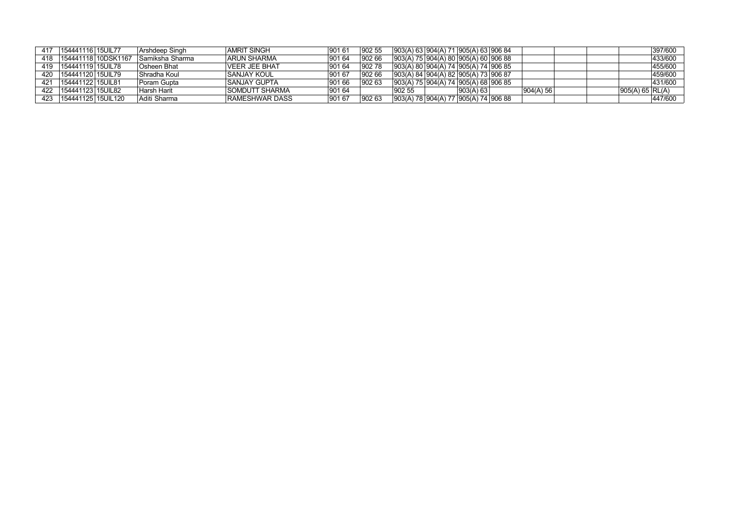| | | | | | | | | | | | | | | | |
|---|---|---|---|---|---|---|---|---|---|---|---|---|---|---|---|
| 417 | 154441116 | 15UIL77 | Arshdeep Singh | AMRIT SINGH | 901 61 | 902 55 | 903(A) 63 | 904(A) 71 | 905(A) 63 | 906 84 | | | | | 397/600 |
| 418 | 154441118 | 10DSK1167 | Samiksha Sharma | ARUN SHARMA | 901 64 | 902 66 | 903(A) 75 | 904(A) 80 | 905(A) 60 | 906 88 | | | | | 433/600 |
| 419 | 154441119 | 15UIL78 | Osheen Bhat | VEER JEE BHAT | 901 64 | 902 78 | 903(A) 80 | 904(A) 74 | 905(A) 74 | 906 85 | | | | | 455/600 |
| 420 | 154441120 | 15UIL79 | Shradha Koul | SANJAY KOUL | 901 67 | 902 66 | 903(A) 84 | 904(A) 82 | 905(A) 73 | 906 87 | | | | | 459/600 |
| 421 | 154441122 | 15UIL81 | Poram Gupta | SANJAY GUPTA | 901 66 | 902 63 | 903(A) 75 | 904(A) 74 | 905(A) 68 | 906 85 | | | | | 431/600 |
| 422 | 154441123 | 15UIL82 | Harsh Harit | SOMDUTT SHARMA | 901 64 | | 902 55 | | 903(A) 63 | | 904(A) 56 | | | 905(A) 65 | RL(A) |
| 423 | 154441125 | 15UIL120 | Aditi Sharma | RAMESHWAR DASS | 901 67 | 902 63 | 903(A) 78 | 904(A) 77 | 905(A) 74 | 906 88 | | | | | 447/600 |